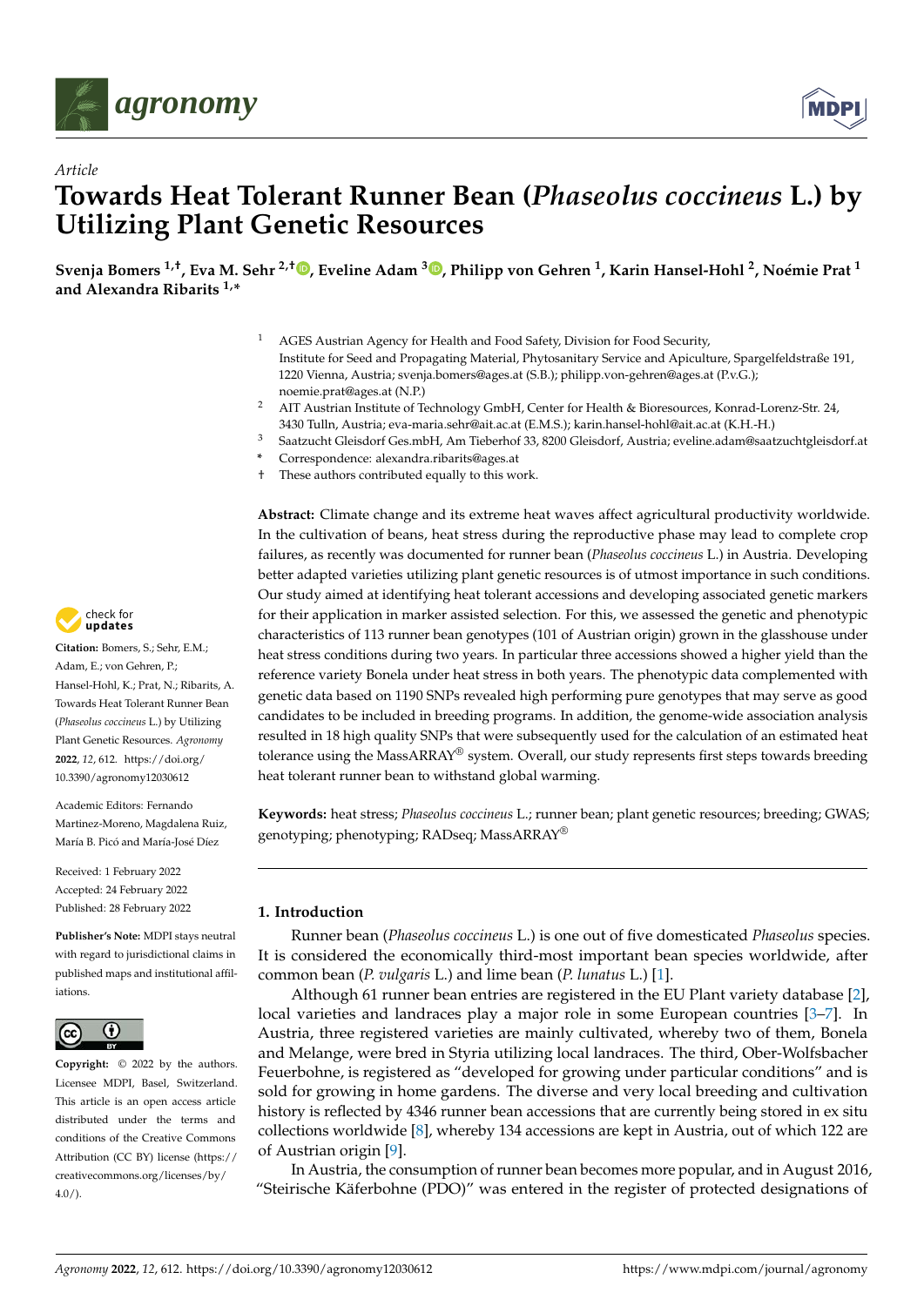*Article*

# Towards Heat Tolerant Runner Bean (*Phaseolus coccineus* L.) by Utilizing Plant Genetic Resources

**Svenja Bomers [1,†], Eva M. Sehr [2,†], Eveline Adam [3], Philipp von Gehren [1], Karin Hansel-Hohl [2], Noémie Prat [1] and Alexandra Ribarits [1,*]**

[1] AGES Austrian Agency for Health and Food Safety, Division for Food Security, Institute for Seed and Propagating Material, Phytosanitary Service and Apiculture, Spargelfeldstraße 191, 1220 Vienna, Austria; svenja.bomers@ages.at (S.B.); philipp.von-gehren@ages.at (P.v.G.); noemie.prat@ages.at (N.P.)

[2] AIT Austrian Institute of Technology GmbH, Center for Health & Bioresources, Konrad-Lorenz-Str. 24, 3430 Tulln, Austria; eva-maria.sehr@ait.ac.at (E.M.S.); karin.hansel-hohl@ait.ac.at (K.H.-H.)

[3] Saatzucht Gleisdorf Ges.mbH, Am Tieberhof 33, 8200 Gleisdorf, Austria; eveline.adam@saatzuchtgleisdorf.at

\* Correspondence: alexandra.ribarits@ages.at

† These authors contributed equally to this work.

**Citation:** Bomers, S.; Sehr, E.M.; Adam, E.; von Gehren, P.; Hansel-Hohl, K.; Prat, N.; Ribarits, A. Towards Heat Tolerant Runner Bean (*Phaseolus coccineus* L.) by Utilizing Plant Genetic Resources. *Agronomy* **2022**, *12*, 612. https://doi.org/10.3390/agronomy12030612

Academic Editors: Fernando Martinez-Moreno, Magdalena Ruiz, María B. Picó and María-José Díez

Received: 1 February 2022
Accepted: 24 February 2022
Published: 28 February 2022

**Publisher's Note:** MDPI stays neutral with regard to jurisdictional claims in published maps and institutional affiliations.

**Copyright:** © 2022 by the authors. Licensee MDPI, Basel, Switzerland. This article is an open access article distributed under the terms and conditions of the Creative Commons Attribution (CC BY) license (https://creativecommons.org/licenses/by/4.0/).

**Abstract:** Climate change and its extreme heat waves affect agricultural productivity worldwide. In the cultivation of beans, heat stress during the reproductive phase may lead to complete crop failures, as recently was documented for runner bean (*Phaseolus coccineus* L.) in Austria. Developing better adapted varieties utilizing plant genetic resources is of utmost importance in such conditions. Our study aimed at identifying heat tolerant accessions and developing associated genetic markers for their application in marker assisted selection. For this, we assessed the genetic and phenotypic characteristics of 113 runner bean genotypes (101 of Austrian origin) grown in the glasshouse under heat stress conditions during two years. In particular three accessions showed a higher yield than the reference variety Bonela under heat stress in both years. The phenotypic data complemented with genetic data based on 1190 SNPs revealed high performing pure genotypes that may serve as good candidates to be included in breeding programs. In addition, the genome-wide association analysis resulted in 18 high quality SNPs that were subsequently used for the calculation of an estimated heat tolerance using the MassARRAY® system. Overall, our study represents first steps towards breeding heat tolerant runner bean to withstand global warming.

**Keywords:** heat stress; *Phaseolus coccineus* L.; runner bean; plant genetic resources; breeding; GWAS; genotyping; phenotyping; RADseq; MassARRAY®

## 1. Introduction

Runner bean (*Phaseolus coccineus* L.) is one out of five domesticated *Phaseolus* species. It is considered the economically third-most important bean species worldwide, after common bean (*P. vulgaris* L.) and lime bean (*P. lunatus* L.) [1].

Although 61 runner bean entries are registered in the EU Plant variety database [2], local varieties and landraces play a major role in some European countries [3–7]. In Austria, three registered varieties are mainly cultivated, whereby two of them, Bonela and Melange, were bred in Styria utilizing local landraces. The third, Ober-Wolfsbacher Feuerbohne, is registered as "developed for growing under particular conditions" and is sold for growing in home gardens. The diverse and very local breeding and cultivation history is reflected by 4346 runner bean accessions that are currently being stored in ex situ collections worldwide [8], whereby 134 accessions are kept in Austria, out of which 122 are of Austrian origin [9].

In Austria, the consumption of runner bean becomes more popular, and in August 2016, "Steirische Käferbohne (PDO)" was entered in the register of protected designations of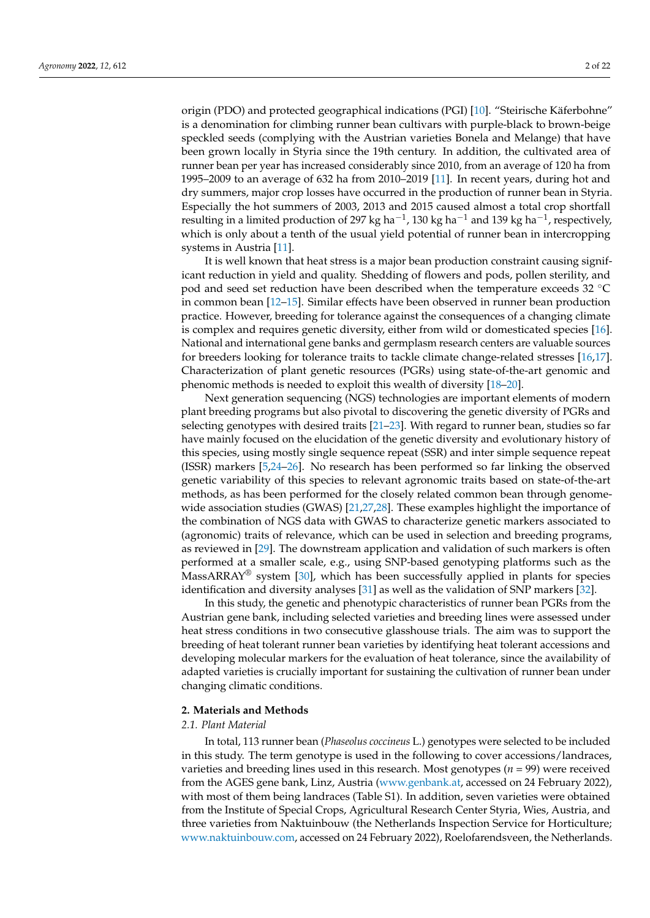origin (PDO) and protected geographical indications (PGI) [10]. "Steirische Käferbohne" is a denomination for climbing runner bean cultivars with purple-black to brown-beige speckled seeds (complying with the Austrian varieties Bonela and Melange) that have been grown locally in Styria since the 19th century. In addition, the cultivated area of runner bean per year has increased considerably since 2010, from an average of 120 ha from 1995–2009 to an average of 632 ha from 2010–2019 [11]. In recent years, during hot and dry summers, major crop losses have occurred in the production of runner bean in Styria. Especially the hot summers of 2003, 2013 and 2015 caused almost a total crop shortfall resulting in a limited production of 297 kg ha$^{-1}$, 130 kg ha$^{-1}$ and 139 kg ha$^{-1}$, respectively, which is only about a tenth of the usual yield potential of runner bean in intercropping systems in Austria [11].

It is well known that heat stress is a major bean production constraint causing significant reduction in yield and quality. Shedding of flowers and pods, pollen sterility, and pod and seed set reduction have been described when the temperature exceeds 32 °C in common bean [12–15]. Similar effects have been observed in runner bean production practice. However, breeding for tolerance against the consequences of a changing climate is complex and requires genetic diversity, either from wild or domesticated species [16]. National and international gene banks and germplasm research centers are valuable sources for breeders looking for tolerance traits to tackle climate change-related stresses [16,17]. Characterization of plant genetic resources (PGRs) using state-of-the-art genomic and phenomic methods is needed to exploit this wealth of diversity [18–20].

Next generation sequencing (NGS) technologies are important elements of modern plant breeding programs but also pivotal to discovering the genetic diversity of PGRs and selecting genotypes with desired traits [21–23]. With regard to runner bean, studies so far have mainly focused on the elucidation of the genetic diversity and evolutionary history of this species, using mostly single sequence repeat (SSR) and inter simple sequence repeat (ISSR) markers [5,24–26]. No research has been performed so far linking the observed genetic variability of this species to relevant agronomic traits based on state-of-the-art methods, as has been performed for the closely related common bean through genome-wide association studies (GWAS) [21,27,28]. These examples highlight the importance of the combination of NGS data with GWAS to characterize genetic markers associated to (agronomic) traits of relevance, which can be used in selection and breeding programs, as reviewed in [29]. The downstream application and validation of such markers is often performed at a smaller scale, e.g., using SNP-based genotyping platforms such as the MassARRAY® system [30], which has been successfully applied in plants for species identification and diversity analyses [31] as well as the validation of SNP markers [32].

In this study, the genetic and phenotypic characteristics of runner bean PGRs from the Austrian gene bank, including selected varieties and breeding lines were assessed under heat stress conditions in two consecutive glasshouse trials. The aim was to support the breeding of heat tolerant runner bean varieties by identifying heat tolerant accessions and developing molecular markers for the evaluation of heat tolerance, since the availability of adapted varieties is crucially important for sustaining the cultivation of runner bean under changing climatic conditions.

## 2. Materials and Methods

### 2.1. Plant Material

In total, 113 runner bean (*Phaseolus coccineus* L.) genotypes were selected to be included in this study. The term genotype is used in the following to cover accessions/landraces, varieties and breeding lines used in this research. Most genotypes ($n$ = 99) were received from the AGES gene bank, Linz, Austria (www.genbank.at, accessed on 24 February 2022), with most of them being landraces (Table S1). In addition, seven varieties were obtained from the Institute of Special Crops, Agricultural Research Center Styria, Wies, Austria, and three varieties from Naktuinbouw (the Netherlands Inspection Service for Horticulture; www.naktuinbouw.com, accessed on 24 February 2022), Roelofarendsveen, the Netherlands.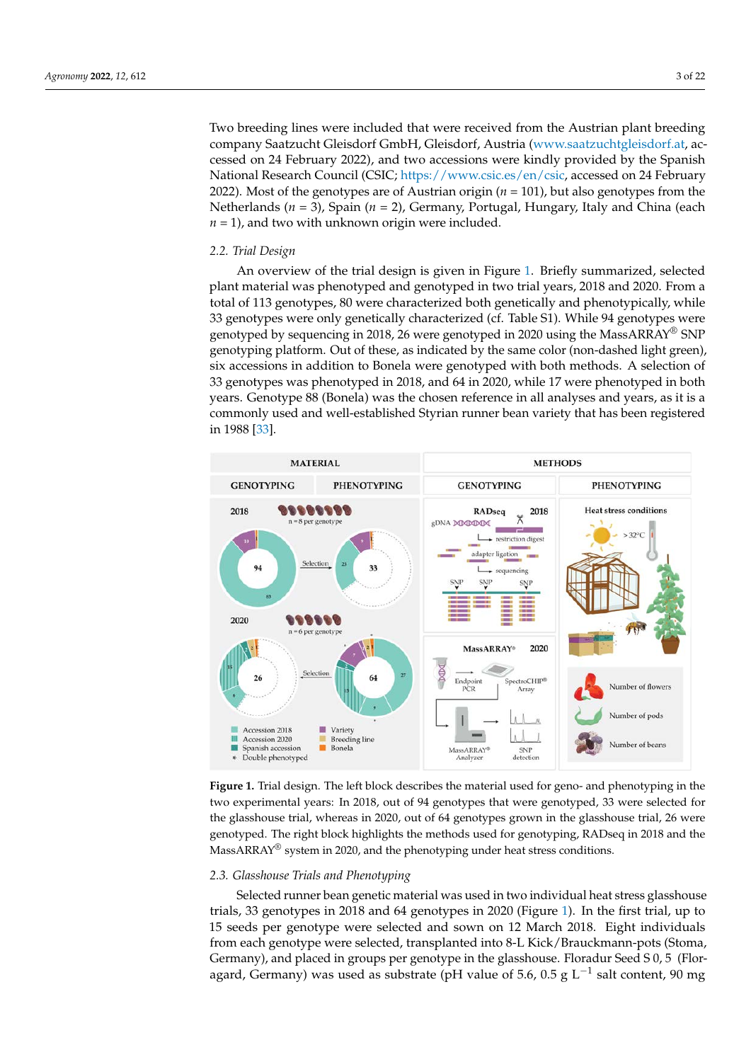Two breeding lines were included that were received from the Austrian plant breeding company Saatzucht Gleisdorf GmbH, Gleisdorf, Austria (www.saatzuchtgleisdorf.at, accessed on 24 February 2022), and two accessions were kindly provided by the Spanish National Research Council (CSIC; https://www.csic.es/en/csic, accessed on 24 February 2022). Most of the genotypes are of Austrian origin ($n = 101$), but also genotypes from the Netherlands ($n = 3$), Spain ($n = 2$), Germany, Portugal, Hungary, Italy and China (each $n = 1$), and two with unknown origin were included.

### 2.2. Trial Design

An overview of the trial design is given in Figure 1. Briefly summarized, selected plant material was phenotyped and genotyped in two trial years, 2018 and 2020. From a total of 113 genotypes, 80 were characterized both genetically and phenotypically, while 33 genotypes were only genetically characterized (cf. Table S1). While 94 genotypes were genotyped by sequencing in 2018, 26 were genotyped in 2020 using the MassARRAY® SNP genotyping platform. Out of these, as indicated by the same color (non-dashed light green), six accessions in addition to Bonela were genotyped with both methods. A selection of 33 genotypes was phenotyped in 2018, and 64 in 2020, while 17 were phenotyped in both years. Genotype 88 (Bonela) was the chosen reference in all analyses and years, as it is a commonly used and well-established Styrian runner bean variety that has been registered in 1988 [33].

**Figure 1.** Trial design. The left block describes the material used for geno- and phenotyping in the two experimental years: In 2018, out of 94 genotypes that were genotyped, 33 were selected for the glasshouse trial, whereas in 2020, out of 64 genotypes grown in the glasshouse trial, 26 were genotyped. The right block highlights the methods used for genotyping, RADseq in 2018 and the MassARRAY® system in 2020, and the phenotyping under heat stress conditions.

### 2.3. Glasshouse Trials and Phenotyping

Selected runner bean genetic material was used in two individual heat stress glasshouse trials, 33 genotypes in 2018 and 64 genotypes in 2020 (Figure 1). In the first trial, up to 15 seeds per genotype were selected and sown on 12 March 2018. Eight individuals from each genotype were selected, transplanted into 8-L Kick/Brauckmann-pots (Stoma, Germany), and placed in groups per genotype in the glasshouse. Floradur Seed S 0, 5 (Floragard, Germany) was used as substrate (pH value of 5.6, 0.5 g $L^{-1}$ salt content, 90 mg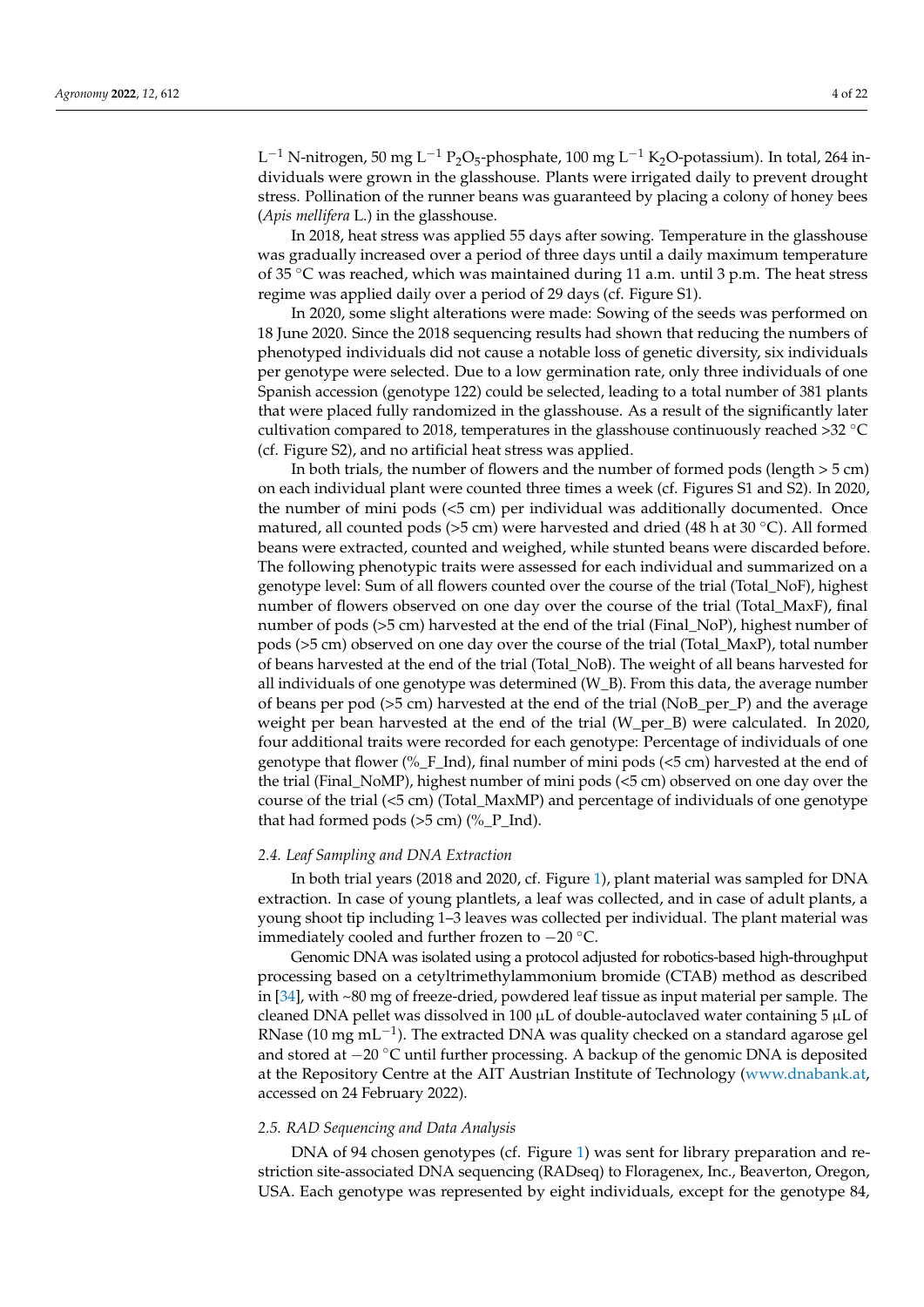$L^{-1}$ N-nitrogen, 50 mg $L^{-1}$ $P_2O_5$-phosphate, 100 mg $L^{-1}$ $K_2O$-potassium). In total, 264 individuals were grown in the glasshouse. Plants were irrigated daily to prevent drought stress. Pollination of the runner beans was guaranteed by placing a colony of honey bees (*Apis mellifera* L.) in the glasshouse.

In 2018, heat stress was applied 55 days after sowing. Temperature in the glasshouse was gradually increased over a period of three days until a daily maximum temperature of 35 °C was reached, which was maintained during 11 a.m. until 3 p.m. The heat stress regime was applied daily over a period of 29 days (cf. Figure S1).

In 2020, some slight alterations were made: Sowing of the seeds was performed on 18 June 2020. Since the 2018 sequencing results had shown that reducing the numbers of phenotyped individuals did not cause a notable loss of genetic diversity, six individuals per genotype were selected. Due to a low germination rate, only three individuals of one Spanish accession (genotype 122) could be selected, leading to a total number of 381 plants that were placed fully randomized in the glasshouse. As a result of the significantly later cultivation compared to 2018, temperatures in the glasshouse continuously reached >32 °C (cf. Figure S2), and no artificial heat stress was applied.

In both trials, the number of flowers and the number of formed pods (length > 5 cm) on each individual plant were counted three times a week (cf. Figures S1 and S2). In 2020, the number of mini pods (<5 cm) per individual was additionally documented. Once matured, all counted pods (>5 cm) were harvested and dried (48 h at 30 °C). All formed beans were extracted, counted and weighed, while stunted beans were discarded before. The following phenotypic traits were assessed for each individual and summarized on a genotype level: Sum of all flowers counted over the course of the trial (Total_NoF), highest number of flowers observed on one day over the course of the trial (Total_MaxF), final number of pods (>5 cm) harvested at the end of the trial (Final_NoP), highest number of pods (>5 cm) observed on one day over the course of the trial (Total_MaxP), total number of beans harvested at the end of the trial (Total_NoB). The weight of all beans harvested for all individuals of one genotype was determined (W_B). From this data, the average number of beans per pod (>5 cm) harvested at the end of the trial (NoB_per_P) and the average weight per bean harvested at the end of the trial (W_per_B) were calculated. In 2020, four additional traits were recorded for each genotype: Percentage of individuals of one genotype that flower (%_F_Ind), final number of mini pods (<5 cm) harvested at the end of the trial (Final_NoMP), highest number of mini pods (<5 cm) observed on one day over the course of the trial (<5 cm) (Total_MaxMP) and percentage of individuals of one genotype that had formed pods (>5 cm) (%_P_Ind).

### 2.4. Leaf Sampling and DNA Extraction

In both trial years (2018 and 2020, cf. Figure 1), plant material was sampled for DNA extraction. In case of young plantlets, a leaf was collected, and in case of adult plants, a young shoot tip including 1–3 leaves was collected per individual. The plant material was immediately cooled and further frozen to −20 °C.

Genomic DNA was isolated using a protocol adjusted for robotics-based high-throughput processing based on a cetyltrimethylammonium bromide (CTAB) method as described in [34], with ~80 mg of freeze-dried, powdered leaf tissue as input material per sample. The cleaned DNA pellet was dissolved in 100 µL of double-autoclaved water containing 5 µL of RNase (10 mg $mL^{-1}$). The extracted DNA was quality checked on a standard agarose gel and stored at −20 °C until further processing. A backup of the genomic DNA is deposited at the Repository Centre at the AIT Austrian Institute of Technology (www.dnabank.at, accessed on 24 February 2022).

### 2.5. RAD Sequencing and Data Analysis

DNA of 94 chosen genotypes (cf. Figure 1) was sent for library preparation and restriction site-associated DNA sequencing (RADseq) to Floragenex, Inc., Beaverton, Oregon, USA. Each genotype was represented by eight individuals, except for the genotype 84,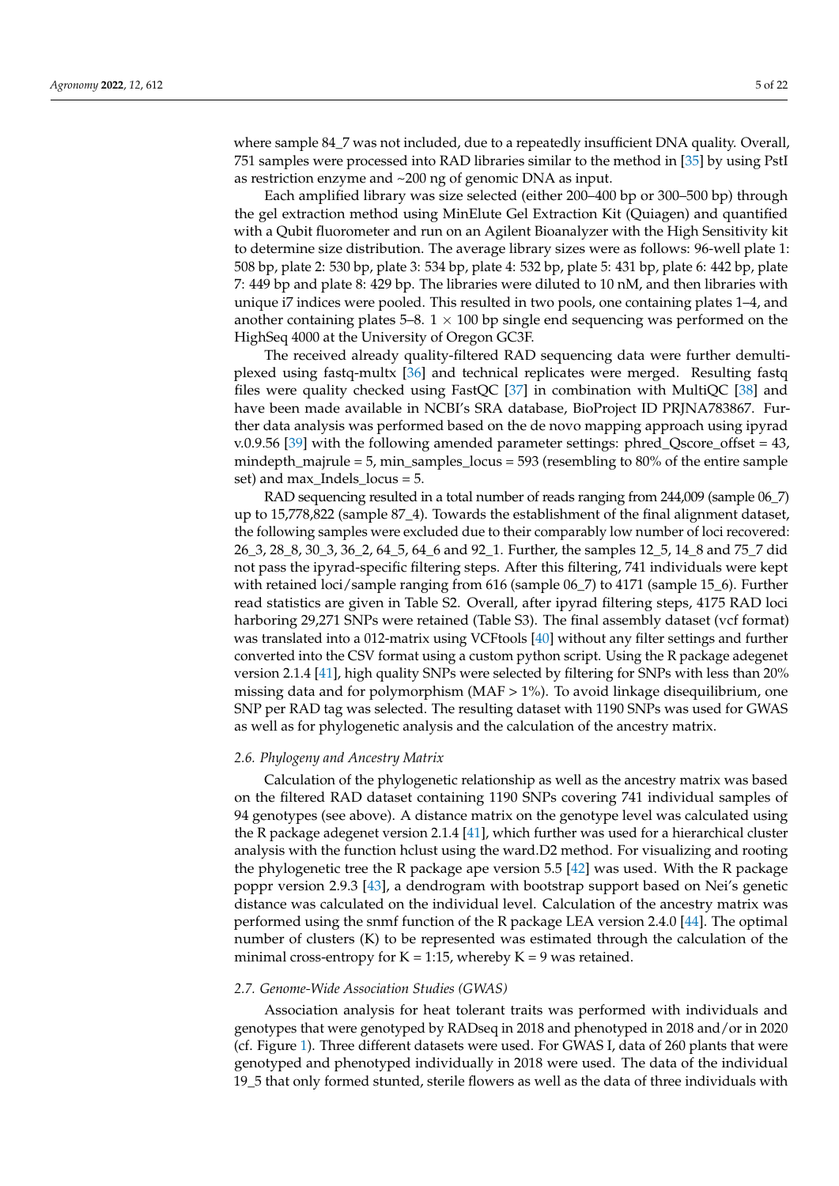where sample 84_7 was not included, due to a repeatedly insufficient DNA quality. Overall, 751 samples were processed into RAD libraries similar to the method in [35] by using PstI as restriction enzyme and ~200 ng of genomic DNA as input.

Each amplified library was size selected (either 200–400 bp or 300–500 bp) through the gel extraction method using MinElute Gel Extraction Kit (Quiagen) and quantified with a Qubit fluorometer and run on an Agilent Bioanalyzer with the High Sensitivity kit to determine size distribution. The average library sizes were as follows: 96-well plate 1: 508 bp, plate 2: 530 bp, plate 3: 534 bp, plate 4: 532 bp, plate 5: 431 bp, plate 6: 442 bp, plate 7: 449 bp and plate 8: 429 bp. The libraries were diluted to 10 nM, and then libraries with unique i7 indices were pooled. This resulted in two pools, one containing plates 1–4, and another containing plates 5–8. $1 \times 100$ bp single end sequencing was performed on the HighSeq 4000 at the University of Oregon GC3F.

The received already quality-filtered RAD sequencing data were further demultiplexed using fastq-multx [36] and technical replicates were merged. Resulting fastq files were quality checked using FastQC [37] in combination with MultiQC [38] and have been made available in NCBI's SRA database, BioProject ID PRJNA783867. Further data analysis was performed based on the de novo mapping approach using ipyrad v.0.9.56 [39] with the following amended parameter settings: phred_Qscore_offset = 43, mindepth_majrule = 5, min_samples_locus = 593 (resembling to 80% of the entire sample set) and max_Indels_locus = 5.

RAD sequencing resulted in a total number of reads ranging from 244,009 (sample 06_7) up to 15,778,822 (sample 87_4). Towards the establishment of the final alignment dataset, the following samples were excluded due to their comparably low number of loci recovered: 26_3, 28_8, 30_3, 36_2, 64_5, 64_6 and 92_1. Further, the samples 12_5, 14_8 and 75_7 did not pass the ipyrad-specific filtering steps. After this filtering, 741 individuals were kept with retained loci/sample ranging from 616 (sample 06_7) to 4171 (sample 15_6). Further read statistics are given in Table S2. Overall, after ipyrad filtering steps, 4175 RAD loci harboring 29,271 SNPs were retained (Table S3). The final assembly dataset (vcf format) was translated into a 012-matrix using VCFtools [40] without any filter settings and further converted into the CSV format using a custom python script. Using the R package adegenet version 2.1.4 [41], high quality SNPs were selected by filtering for SNPs with less than 20% missing data and for polymorphism (MAF > 1%). To avoid linkage disequilibrium, one SNP per RAD tag was selected. The resulting dataset with 1190 SNPs was used for GWAS as well as for phylogenetic analysis and the calculation of the ancestry matrix.

### 2.6. Phylogeny and Ancestry Matrix

Calculation of the phylogenetic relationship as well as the ancestry matrix was based on the filtered RAD dataset containing 1190 SNPs covering 741 individual samples of 94 genotypes (see above). A distance matrix on the genotype level was calculated using the R package adegenet version 2.1.4 [41], which further was used for a hierarchical cluster analysis with the function hclust using the ward.D2 method. For visualizing and rooting the phylogenetic tree the R package ape version 5.5 [42] was used. With the R package poppr version 2.9.3 [43], a dendrogram with bootstrap support based on Nei's genetic distance was calculated on the individual level. Calculation of the ancestry matrix was performed using the snmf function of the R package LEA version 2.4.0 [44]. The optimal number of clusters (K) to be represented was estimated through the calculation of the minimal cross-entropy for K = 1:15, whereby K = 9 was retained.

### 2.7. Genome-Wide Association Studies (GWAS)

Association analysis for heat tolerant traits was performed with individuals and genotypes that were genotyped by RADseq in 2018 and phenotyped in 2018 and/or in 2020 (cf. Figure 1). Three different datasets were used. For GWAS I, data of 260 plants that were genotyped and phenotyped individually in 2018 were used. The data of the individual 19_5 that only formed stunted, sterile flowers as well as the data of three individuals with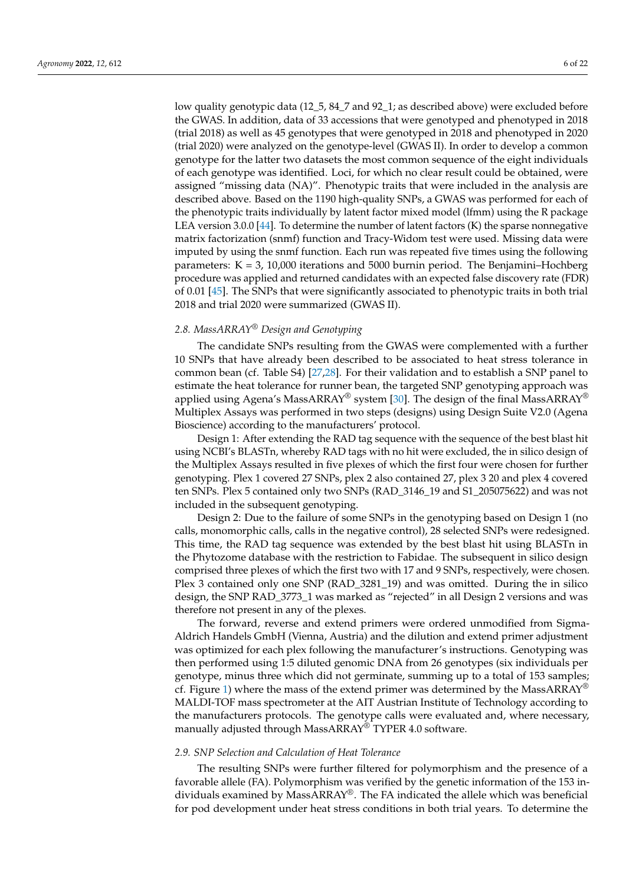low quality genotypic data (12_5, 84_7 and 92_1; as described above) were excluded before the GWAS. In addition, data of 33 accessions that were genotyped and phenotyped in 2018 (trial 2018) as well as 45 genotypes that were genotyped in 2018 and phenotyped in 2020 (trial 2020) were analyzed on the genotype-level (GWAS II). In order to develop a common genotype for the latter two datasets the most common sequence of the eight individuals of each genotype was identified. Loci, for which no clear result could be obtained, were assigned "missing data (NA)". Phenotypic traits that were included in the analysis are described above. Based on the 1190 high-quality SNPs, a GWAS was performed for each of the phenotypic traits individually by latent factor mixed model (lfmm) using the R package LEA version 3.0.0 [44]. To determine the number of latent factors (K) the sparse nonnegative matrix factorization (snmf) function and Tracy-Widom test were used. Missing data were imputed by using the snmf function. Each run was repeated five times using the following parameters: K = 3, 10,000 iterations and 5000 burnin period. The Benjamini–Hochberg procedure was applied and returned candidates with an expected false discovery rate (FDR) of 0.01 [45]. The SNPs that were significantly associated to phenotypic traits in both trial 2018 and trial 2020 were summarized (GWAS II).

### *2.8. MassARRAY® Design and Genotyping*

The candidate SNPs resulting from the GWAS were complemented with a further 10 SNPs that have already been described to be associated to heat stress tolerance in common bean (cf. Table S4) [27,28]. For their validation and to establish a SNP panel to estimate the heat tolerance for runner bean, the targeted SNP genotyping approach was applied using Agena's MassARRAY® system [30]. The design of the final MassARRAY® Multiplex Assays was performed in two steps (designs) using Design Suite V2.0 (Agena Bioscience) according to the manufacturers' protocol.

Design 1: After extending the RAD tag sequence with the sequence of the best blast hit using NCBI's BLASTn, whereby RAD tags with no hit were excluded, the in silico design of the Multiplex Assays resulted in five plexes of which the first four were chosen for further genotyping. Plex 1 covered 27 SNPs, plex 2 also contained 27, plex 3 20 and plex 4 covered ten SNPs. Plex 5 contained only two SNPs (RAD_3146_19 and S1_205075622) and was not included in the subsequent genotyping.

Design 2: Due to the failure of some SNPs in the genotyping based on Design 1 (no calls, monomorphic calls, calls in the negative control), 28 selected SNPs were redesigned. This time, the RAD tag sequence was extended by the best blast hit using BLASTn in the Phytozome database with the restriction to Fabidae. The subsequent in silico design comprised three plexes of which the first two with 17 and 9 SNPs, respectively, were chosen. Plex 3 contained only one SNP (RAD_3281_19) and was omitted. During the in silico design, the SNP RAD_3773_1 was marked as "rejected" in all Design 2 versions and was therefore not present in any of the plexes.

The forward, reverse and extend primers were ordered unmodified from Sigma-Aldrich Handels GmbH (Vienna, Austria) and the dilution and extend primer adjustment was optimized for each plex following the manufacturer's instructions. Genotyping was then performed using 1:5 diluted genomic DNA from 26 genotypes (six individuals per genotype, minus three which did not germinate, summing up to a total of 153 samples; cf. Figure 1) where the mass of the extend primer was determined by the MassARRAY® MALDI-TOF mass spectrometer at the AIT Austrian Institute of Technology according to the manufacturers protocols. The genotype calls were evaluated and, where necessary, manually adjusted through MassARRAY® TYPER 4.0 software.

### *2.9. SNP Selection and Calculation of Heat Tolerance*

The resulting SNPs were further filtered for polymorphism and the presence of a favorable allele (FA). Polymorphism was verified by the genetic information of the 153 individuals examined by MassARRAY®. The FA indicated the allele which was beneficial for pod development under heat stress conditions in both trial years. To determine the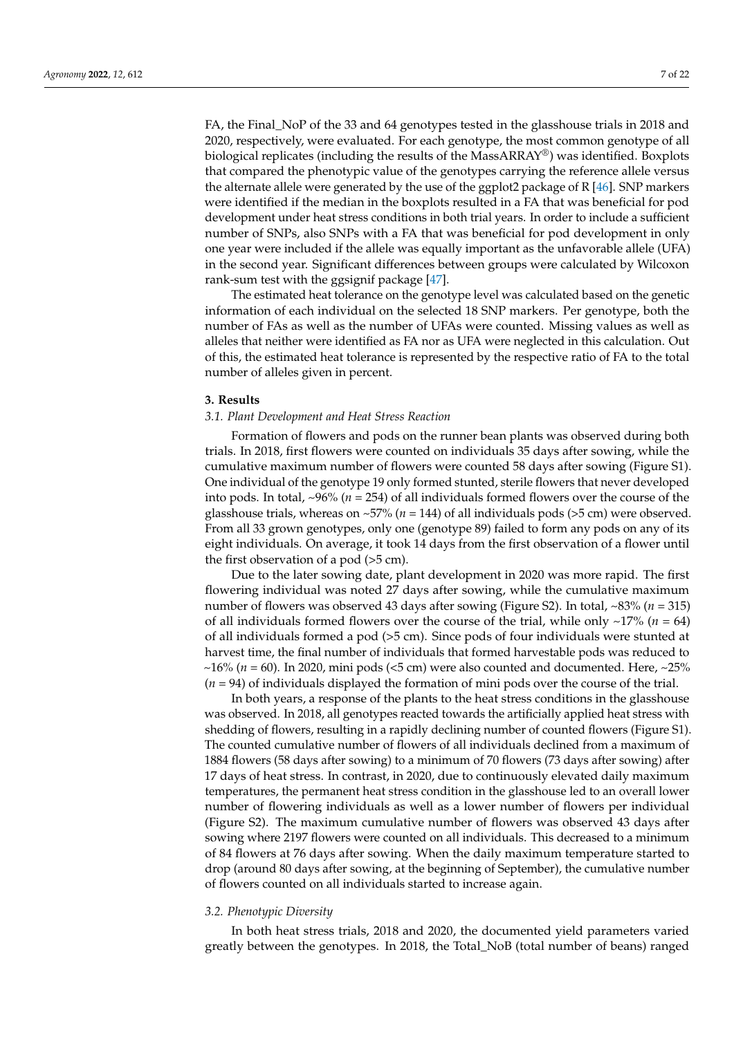FA, the Final_NoP of the 33 and 64 genotypes tested in the glasshouse trials in 2018 and 2020, respectively, were evaluated. For each genotype, the most common genotype of all biological replicates (including the results of the MassARRAY®) was identified. Boxplots that compared the phenotypic value of the genotypes carrying the reference allele versus the alternate allele were generated by the use of the ggplot2 package of R [46]. SNP markers were identified if the median in the boxplots resulted in a FA that was beneficial for pod development under heat stress conditions in both trial years. In order to include a sufficient number of SNPs, also SNPs with a FA that was beneficial for pod development in only one year were included if the allele was equally important as the unfavorable allele (UFA) in the second year. Significant differences between groups were calculated by Wilcoxon rank-sum test with the ggsignif package [47].

The estimated heat tolerance on the genotype level was calculated based on the genetic information of each individual on the selected 18 SNP markers. Per genotype, both the number of FAs as well as the number of UFAs were counted. Missing values as well as alleles that neither were identified as FA nor as UFA were neglected in this calculation. Out of this, the estimated heat tolerance is represented by the respective ratio of FA to the total number of alleles given in percent.

## 3. Results

### 3.1. Plant Development and Heat Stress Reaction

Formation of flowers and pods on the runner bean plants was observed during both trials. In 2018, first flowers were counted on individuals 35 days after sowing, while the cumulative maximum number of flowers were counted 58 days after sowing (Figure S1). One individual of the genotype 19 only formed stunted, sterile flowers that never developed into pods. In total, ~96% ($n$ = 254) of all individuals formed flowers over the course of the glasshouse trials, whereas on ~57% ($n$ = 144) of all individuals pods (>5 cm) were observed. From all 33 grown genotypes, only one (genotype 89) failed to form any pods on any of its eight individuals. On average, it took 14 days from the first observation of a flower until the first observation of a pod (>5 cm).

Due to the later sowing date, plant development in 2020 was more rapid. The first flowering individual was noted 27 days after sowing, while the cumulative maximum number of flowers was observed 43 days after sowing (Figure S2). In total, ~83% ($n$ = 315) of all individuals formed flowers over the course of the trial, while only ~17% ($n$ = 64) of all individuals formed a pod (>5 cm). Since pods of four individuals were stunted at harvest time, the final number of individuals that formed harvestable pods was reduced to ~16% ($n$ = 60). In 2020, mini pods (<5 cm) were also counted and documented. Here, ~25% ($n$ = 94) of individuals displayed the formation of mini pods over the course of the trial.

In both years, a response of the plants to the heat stress conditions in the glasshouse was observed. In 2018, all genotypes reacted towards the artificially applied heat stress with shedding of flowers, resulting in a rapidly declining number of counted flowers (Figure S1). The counted cumulative number of flowers of all individuals declined from a maximum of 1884 flowers (58 days after sowing) to a minimum of 70 flowers (73 days after sowing) after 17 days of heat stress. In contrast, in 2020, due to continuously elevated daily maximum temperatures, the permanent heat stress condition in the glasshouse led to an overall lower number of flowering individuals as well as a lower number of flowers per individual (Figure S2). The maximum cumulative number of flowers was observed 43 days after sowing where 2197 flowers were counted on all individuals. This decreased to a minimum of 84 flowers at 76 days after sowing. When the daily maximum temperature started to drop (around 80 days after sowing, at the beginning of September), the cumulative number of flowers counted on all individuals started to increase again.

### 3.2. Phenotypic Diversity

In both heat stress trials, 2018 and 2020, the documented yield parameters varied greatly between the genotypes. In 2018, the Total_NoB (total number of beans) ranged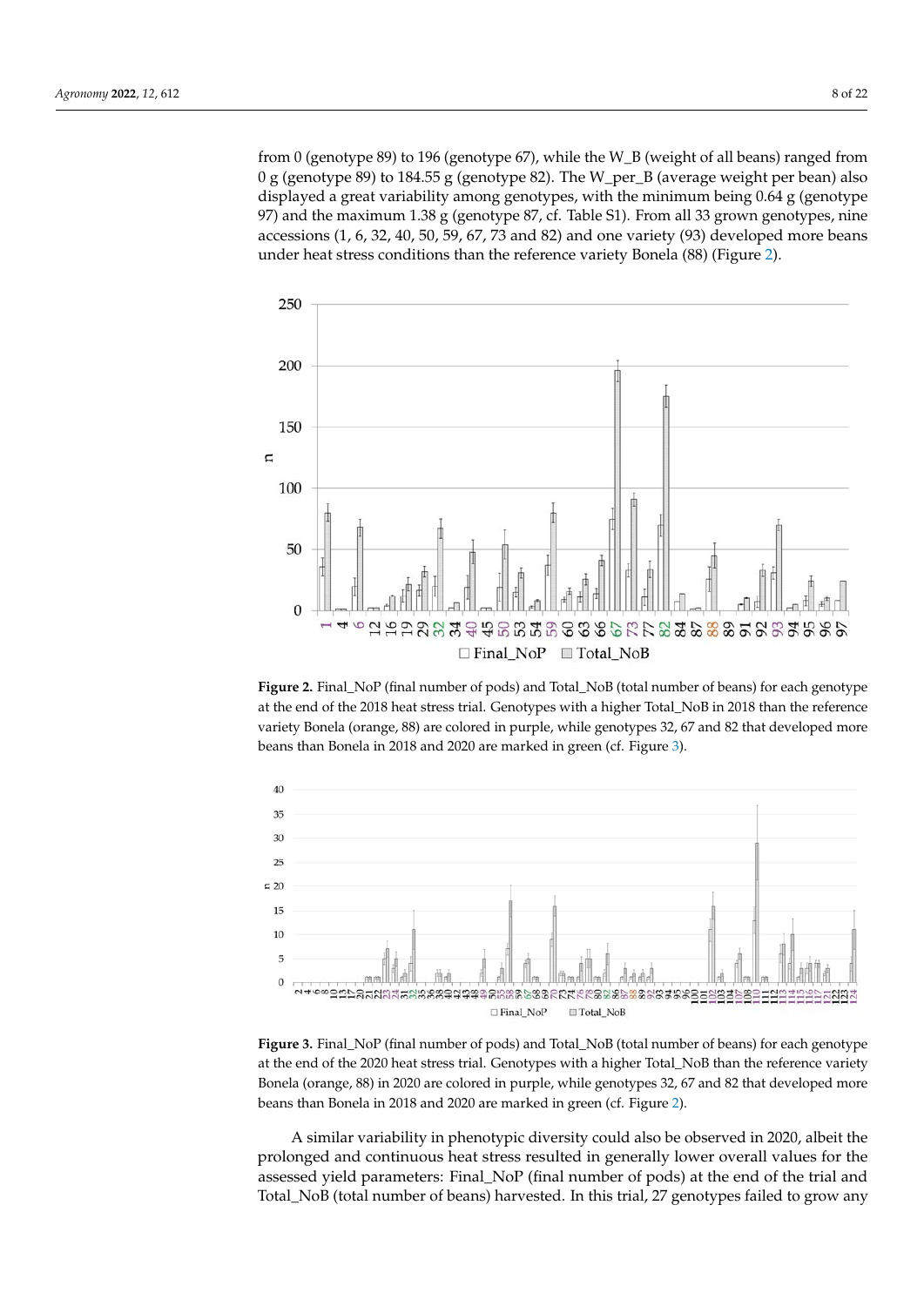from 0 (genotype 89) to 196 (genotype 67), while the W_B (weight of all beans) ranged from 0 g (genotype 89) to 184.55 g (genotype 82). The W_per_B (average weight per bean) also displayed a great variability among genotypes, with the minimum being 0.64 g (genotype 97) and the maximum 1.38 g (genotype 87, cf. Table S1). From all 33 grown genotypes, nine accessions (1, 6, 32, 40, 50, 59, 67, 73 and 82) and one variety (93) developed more beans under heat stress conditions than the reference variety Bonela (88) (Figure 2).

**Figure 2.** Final_NoP (final number of pods) and Total_NoB (total number of beans) for each genotype at the end of the 2018 heat stress trial. Genotypes with a higher Total_NoB in 2018 than the reference variety Bonela (orange, 88) are colored in purple, while genotypes 32, 67 and 82 that developed more beans than Bonela in 2018 and 2020 are marked in green (cf. Figure 3).

**Figure 3.** Final_NoP (final number of pods) and Total_NoB (total number of beans) for each genotype at the end of the 2020 heat stress trial. Genotypes with a higher Total_NoB than the reference variety Bonela (orange, 88) in 2020 are colored in purple, while genotypes 32, 67 and 82 that developed more beans than Bonela in 2018 and 2020 are marked in green (cf. Figure 2).

A similar variability in phenotypic diversity could also be observed in 2020, albeit the prolonged and continuous heat stress resulted in generally lower overall values for the assessed yield parameters: Final_NoP (final number of pods) at the end of the trial and Total_NoB (total number of beans) harvested. In this trial, 27 genotypes failed to grow any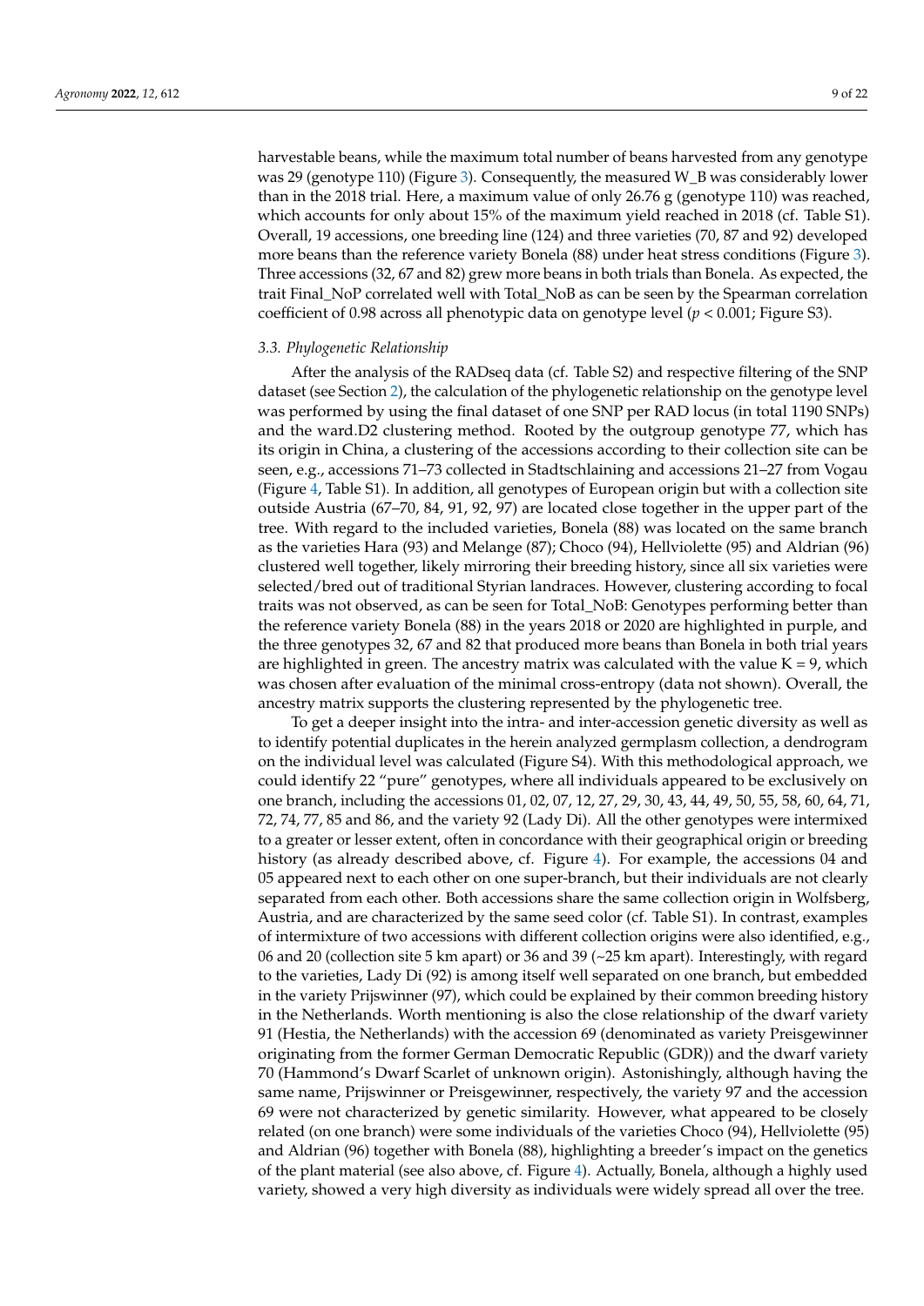harvestable beans, while the maximum total number of beans harvested from any genotype was 29 (genotype 110) (Figure 3). Consequently, the measured W_B was considerably lower than in the 2018 trial. Here, a maximum value of only 26.76 g (genotype 110) was reached, which accounts for only about 15% of the maximum yield reached in 2018 (cf. Table S1). Overall, 19 accessions, one breeding line (124) and three varieties (70, 87 and 92) developed more beans than the reference variety Bonela (88) under heat stress conditions (Figure 3). Three accessions (32, 67 and 82) grew more beans in both trials than Bonela. As expected, the trait Final_NoP correlated well with Total_NoB as can be seen by the Spearman correlation coefficient of 0.98 across all phenotypic data on genotype level ($p < 0.001$; Figure S3).

### 3.3. Phylogenetic Relationship

After the analysis of the RADseq data (cf. Table S2) and respective filtering of the SNP dataset (see Section 2), the calculation of the phylogenetic relationship on the genotype level was performed by using the final dataset of one SNP per RAD locus (in total 1190 SNPs) and the ward.D2 clustering method. Rooted by the outgroup genotype 77, which has its origin in China, a clustering of the accessions according to their collection site can be seen, e.g., accessions 71–73 collected in Stadtschlaining and accessions 21–27 from Vogau (Figure 4, Table S1). In addition, all genotypes of European origin but with a collection site outside Austria (67–70, 84, 91, 92, 97) are located close together in the upper part of the tree. With regard to the included varieties, Bonela (88) was located on the same branch as the varieties Hara (93) and Melange (87); Choco (94), Hellviolette (95) and Aldrian (96) clustered well together, likely mirroring their breeding history, since all six varieties were selected/bred out of traditional Styrian landraces. However, clustering according to focal traits was not observed, as can be seen for Total_NoB: Genotypes performing better than the reference variety Bonela (88) in the years 2018 or 2020 are highlighted in purple, and the three genotypes 32, 67 and 82 that produced more beans than Bonela in both trial years are highlighted in green. The ancestry matrix was calculated with the value $K = 9$, which was chosen after evaluation of the minimal cross-entropy (data not shown). Overall, the ancestry matrix supports the clustering represented by the phylogenetic tree.

To get a deeper insight into the intra- and inter-accession genetic diversity as well as to identify potential duplicates in the herein analyzed germplasm collection, a dendrogram on the individual level was calculated (Figure S4). With this methodological approach, we could identify 22 "pure" genotypes, where all individuals appeared to be exclusively on one branch, including the accessions 01, 02, 07, 12, 27, 29, 30, 43, 44, 49, 50, 55, 58, 60, 64, 71, 72, 74, 77, 85 and 86, and the variety 92 (Lady Di). All the other genotypes were intermixed to a greater or lesser extent, often in concordance with their geographical origin or breeding history (as already described above, cf. Figure 4). For example, the accessions 04 and 05 appeared next to each other on one super-branch, but their individuals are not clearly separated from each other. Both accessions share the same collection origin in Wolfsberg, Austria, and are characterized by the same seed color (cf. Table S1). In contrast, examples of intermixture of two accessions with different collection origins were also identified, e.g., 06 and 20 (collection site 5 km apart) or 36 and 39 (~25 km apart). Interestingly, with regard to the varieties, Lady Di (92) is among itself well separated on one branch, but embedded in the variety Prijswinner (97), which could be explained by their common breeding history in the Netherlands. Worth mentioning is also the close relationship of the dwarf variety 91 (Hestia, the Netherlands) with the accession 69 (denominated as variety Preisgewinner originating from the former German Democratic Republic (GDR)) and the dwarf variety 70 (Hammond's Dwarf Scarlet of unknown origin). Astonishingly, although having the same name, Prijswinner or Preisgewinner, respectively, the variety 97 and the accession 69 were not characterized by genetic similarity. However, what appeared to be closely related (on one branch) were some individuals of the varieties Choco (94), Hellviolette (95) and Aldrian (96) together with Bonela (88), highlighting a breeder's impact on the genetics of the plant material (see also above, cf. Figure 4). Actually, Bonela, although a highly used variety, showed a very high diversity as individuals were widely spread all over the tree.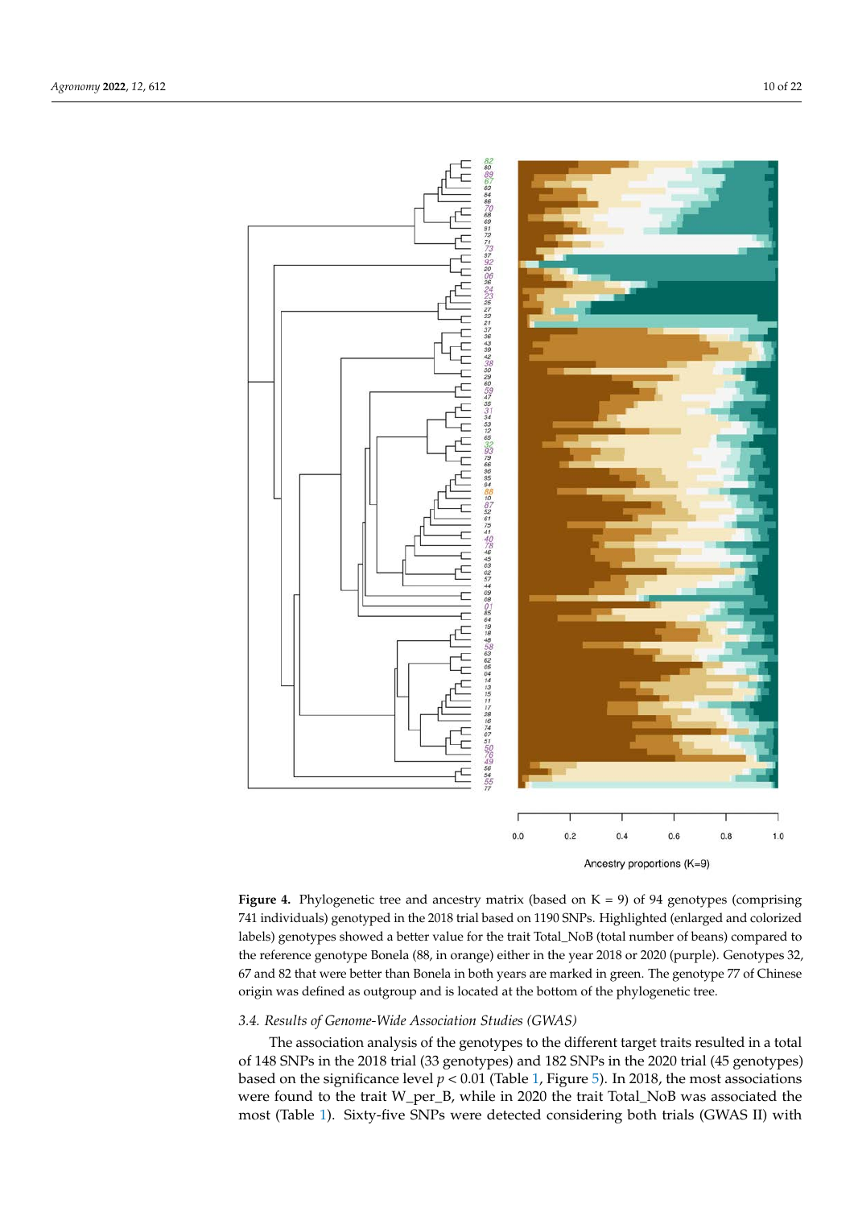**Figure 4.** Phylogenetic tree and ancestry matrix (based on K = 9) of 94 genotypes (comprising 741 individuals) genotyped in the 2018 trial based on 1190 SNPs. Highlighted (enlarged and colorized labels) genotypes showed a better value for the trait Total_NoB (total number of beans) compared to the reference genotype Bonela (88, in orange) either in the year 2018 or 2020 (purple). Genotypes 32, 67 and 82 that were better than Bonela in both years are marked in green. The genotype 77 of Chinese origin was defined as outgroup and is located at the bottom of the phylogenetic tree.

### 3.4. Results of Genome-Wide Association Studies (GWAS)

The association analysis of the genotypes to the different target traits resulted in a total of 148 SNPs in the 2018 trial (33 genotypes) and 182 SNPs in the 2020 trial (45 genotypes) based on the significance level $p < 0.01$ (Table 1, Figure 5). In 2018, the most associations were found to the trait W_per_B, while in 2020 the trait Total_NoB was associated the most (Table 1). Sixty-five SNPs were detected considering both trials (GWAS II) with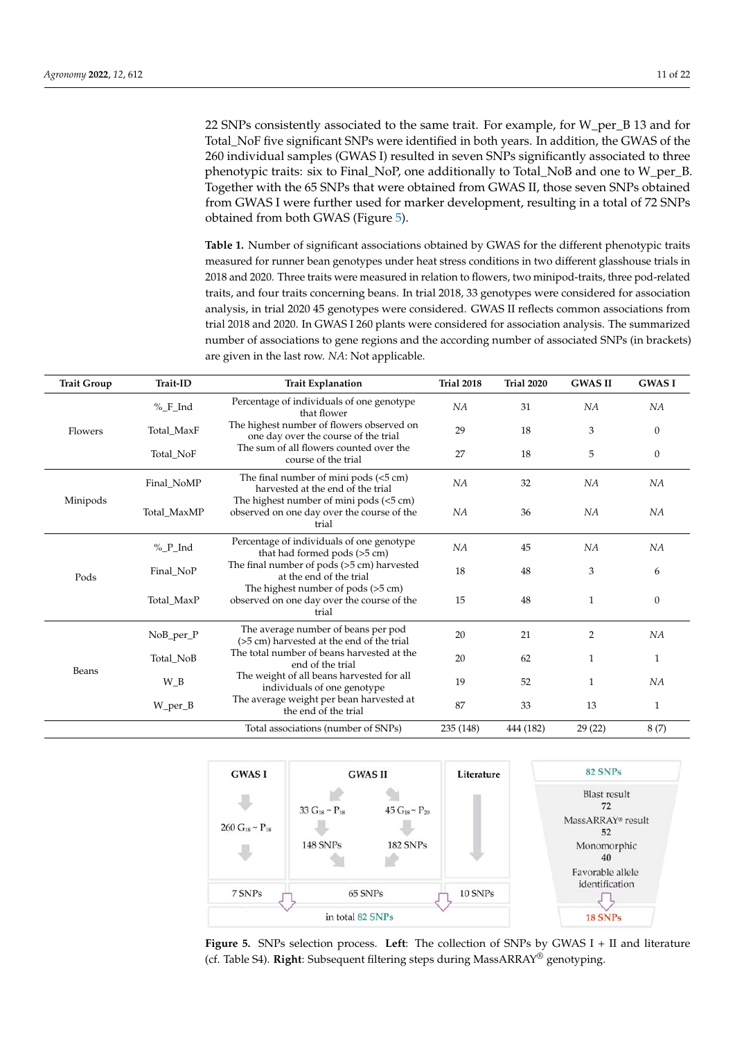22 SNPs consistently associated to the same trait. For example, for W_per_B 13 and for Total_NoF five significant SNPs were identified in both years. In addition, the GWAS of the 260 individual samples (GWAS I) resulted in seven SNPs significantly associated to three phenotypic traits: six to Final_NoP, one additionally to Total_NoB and one to W_per_B. Together with the 65 SNPs that were obtained from GWAS II, those seven SNPs obtained from GWAS I were further used for marker development, resulting in a total of 72 SNPs obtained from both GWAS (Figure 5).

**Table 1.** Number of significant associations obtained by GWAS for the different phenotypic traits measured for runner bean genotypes under heat stress conditions in two different glasshouse trials in 2018 and 2020. Three traits were measured in relation to flowers, two minipod-traits, three pod-related traits, and four traits concerning beans. In trial 2018, 33 genotypes were considered for association analysis, in trial 2020 45 genotypes were considered. GWAS II reflects common associations from trial 2018 and 2020. In GWAS I 260 plants were considered for association analysis. The summarized number of associations to gene regions and the according number of associated SNPs (in brackets) are given in the last row. *NA*: Not applicable.

| Trait Group | Trait-ID | Trait Explanation | Trial 2018 | Trial 2020 | GWAS II | GWAS I |
|---|---|---|---|---|---|---|
| Flowers | %_F_Ind | Percentage of individuals of one genotype that flower | *NA* | 31 | *NA* | *NA* |
| | Total_MaxF | The highest number of flowers observed on one day over the course of the trial | 29 | 18 | 3 | 0 |
| | Total_NoF | The sum of all flowers counted over the course of the trial | 27 | 18 | 5 | 0 |
| Minipods | Final_NoMP | The final number of mini pods (<5 cm) harvested at the end of the trial | *NA* | 32 | *NA* | *NA* |
| | Total_MaxMP | The highest number of mini pods (<5 cm) observed on one day over the course of the trial | *NA* | 36 | *NA* | *NA* |
| Pods | %_P_Ind | Percentage of individuals of one genotype that had formed pods (>5 cm) | *NA* | 45 | *NA* | *NA* |
| | Final_NoP | The final number of pods (>5 cm) harvested at the end of the trial | 18 | 48 | 3 | 6 |
| | Total_MaxP | The highest number of pods (>5 cm) observed on one day over the course of the trial | 15 | 48 | 1 | 0 |
| Beans | NoB_per_P | The average number of beans per pod (>5 cm) harvested at the end of the trial | 20 | 21 | 2 | *NA* |
| | Total_NoB | The total number of beans harvested at the end of the trial | 20 | 62 | 1 | 1 |
| | W_B | The weight of all beans harvested for all individuals of one genotype | 19 | 52 | 1 | *NA* |
| | W_per_B | The average weight per bean harvested at the end of the trial | 87 | 33 | 13 | 1 |
| | | Total associations (number of SNPs) | 235 (148) | 444 (182) | 29 (22) | 8 (7) |

| GWAS I | GWAS II | | Literature |
|---|---|---|---|
| 260 $G_{18} \sim P_{18}$ | 33 $G_{18} \sim P_{18}$ | 45 $G_{18} \sim P_{20}$ | |
| | 148 SNPs | 182 SNPs | |
| 7 SNPs | 65 SNPs | | 10 SNPs |
| in total 82 SNPs | | | |

| 82 SNPs |
|---|
| Blast result |
| 72 |
| MassARRAY® result |
| 52 |
| Monomorphic |
| 40 |
| Favorable allele identification |
| 18 SNPs |

**Figure 5.** SNPs selection process. **Left**: The collection of SNPs by GWAS I + II and literature (cf. Table S4). **Right**: Subsequent filtering steps during MassARRAY® genotyping.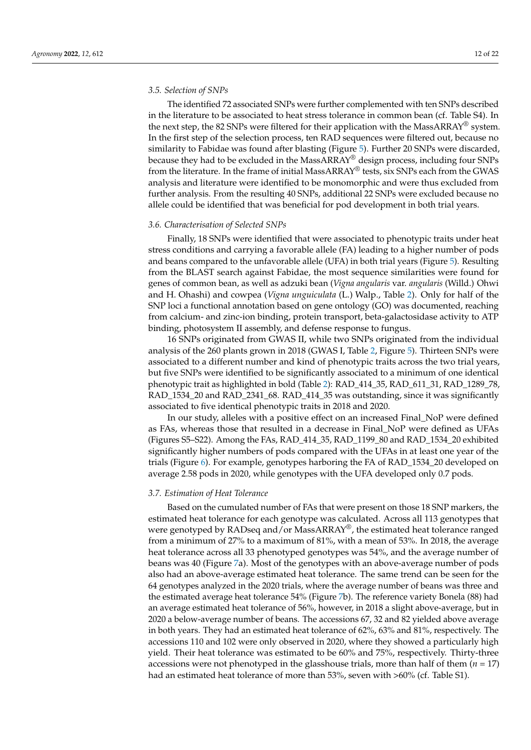### 3.5. Selection of SNPs

The identified 72 associated SNPs were further complemented with ten SNPs described in the literature to be associated to heat stress tolerance in common bean (cf. Table S4). In the next step, the 82 SNPs were filtered for their application with the MassARRAY® system. In the first step of the selection process, ten RAD sequences were filtered out, because no similarity to Fabidae was found after blasting (Figure 5). Further 20 SNPs were discarded, because they had to be excluded in the MassARRAY® design process, including four SNPs from the literature. In the frame of initial MassARRAY® tests, six SNPs each from the GWAS analysis and literature were identified to be monomorphic and were thus excluded from further analysis. From the resulting 40 SNPs, additional 22 SNPs were excluded because no allele could be identified that was beneficial for pod development in both trial years.

### 3.6. Characterisation of Selected SNPs

Finally, 18 SNPs were identified that were associated to phenotypic traits under heat stress conditions and carrying a favorable allele (FA) leading to a higher number of pods and beans compared to the unfavorable allele (UFA) in both trial years (Figure 5). Resulting from the BLAST search against Fabidae, the most sequence similarities were found for genes of common bean, as well as adzuki bean (*Vigna angularis* var. *angularis* (Willd.) Ohwi and H. Ohashi) and cowpea (*Vigna unguiculata* (L.) Walp., Table 2). Only for half of the SNP loci a functional annotation based on gene ontology (GO) was documented, reaching from calcium- and zinc-ion binding, protein transport, beta-galactosidase activity to ATP binding, photosystem II assembly, and defense response to fungus.

16 SNPs originated from GWAS II, while two SNPs originated from the individual analysis of the 260 plants grown in 2018 (GWAS I, Table 2, Figure 5). Thirteen SNPs were associated to a different number and kind of phenotypic traits across the two trial years, but five SNPs were identified to be significantly associated to a minimum of one identical phenotypic trait as highlighted in bold (Table 2): RAD_414_35, RAD_611_31, RAD_1289_78, RAD_1534_20 and RAD_2341_68. RAD_414_35 was outstanding, since it was significantly associated to five identical phenotypic traits in 2018 and 2020.

In our study, alleles with a positive effect on an increased Final_NoP were defined as FAs, whereas those that resulted in a decrease in Final_NoP were defined as UFAs (Figures S5–S22). Among the FAs, RAD_414_35, RAD_1199_80 and RAD_1534_20 exhibited significantly higher numbers of pods compared with the UFAs in at least one year of the trials (Figure 6). For example, genotypes harboring the FA of RAD_1534_20 developed on average 2.58 pods in 2020, while genotypes with the UFA developed only 0.7 pods.

### 3.7. Estimation of Heat Tolerance

Based on the cumulated number of FAs that were present on those 18 SNP markers, the estimated heat tolerance for each genotype was calculated. Across all 113 genotypes that were genotyped by RADseq and/or MassARRAY®, the estimated heat tolerance ranged from a minimum of 27% to a maximum of 81%, with a mean of 53%. In 2018, the average heat tolerance across all 33 phenotyped genotypes was 54%, and the average number of beans was 40 (Figure 7a). Most of the genotypes with an above-average number of pods also had an above-average estimated heat tolerance. The same trend can be seen for the 64 genotypes analyzed in the 2020 trials, where the average number of beans was three and the estimated average heat tolerance 54% (Figure 7b). The reference variety Bonela (88) had an average estimated heat tolerance of 56%, however, in 2018 a slight above-average, but in 2020 a below-average number of beans. The accessions 67, 32 and 82 yielded above average in both years. They had an estimated heat tolerance of 62%, 63% and 81%, respectively. The accessions 110 and 102 were only observed in 2020, where they showed a particularly high yield. Their heat tolerance was estimated to be 60% and 75%, respectively. Thirty-three accessions were not phenotyped in the glasshouse trials, more than half of them ($n = 17$) had an estimated heat tolerance of more than 53%, seven with >60% (cf. Table S1).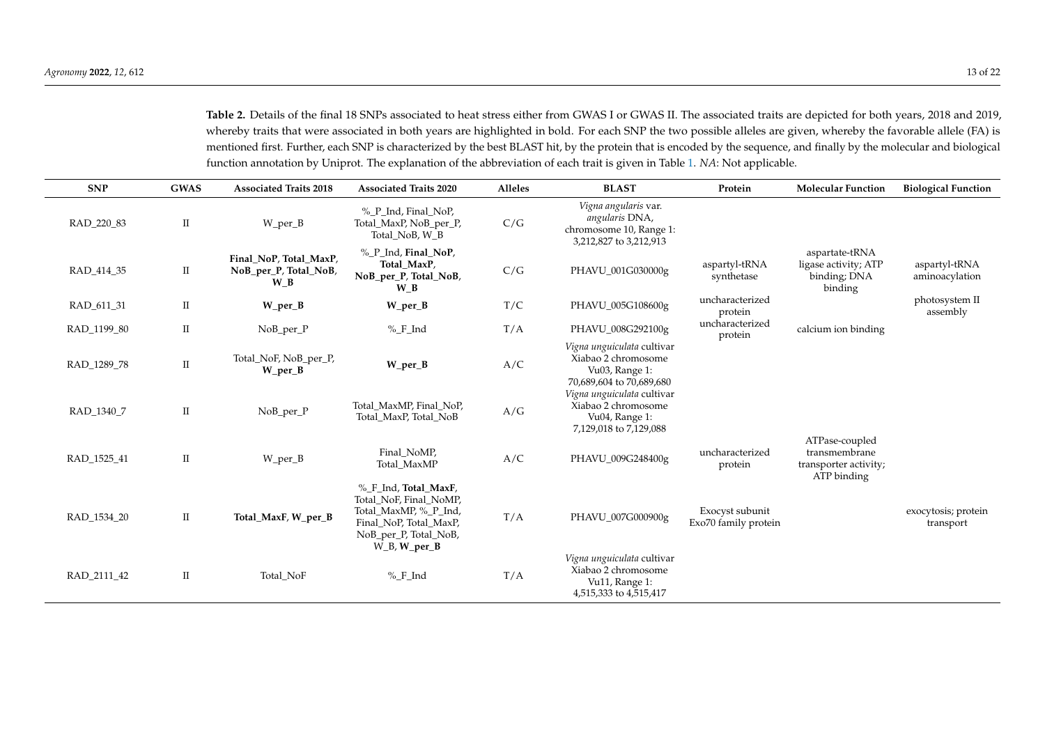**Table 2.** Details of the final 18 SNPs associated to heat stress either from GWAS I or GWAS II. The associated traits are depicted for both years, 2018 and 2019, whereby traits that were associated in both years are highlighted in bold. For each SNP the two possible alleles are given, whereby the favorable allele (FA) is mentioned first. Further, each SNP is characterized by the best BLAST hit, by the protein that is encoded by the sequence, and finally by the molecular and biological function annotation by Uniprot. The explanation of the abbreviation of each trait is given in Table 1. *NA*: Not applicable.

| SNP | GWAS | Associated Traits 2018 | Associated Traits 2020 | Alleles | BLAST | Protein | Molecular Function | Biological Function |
|---|---|---|---|---|---|---|---|---|
| RAD_220_83 | II | W_per_B | %_P_Ind, Final_NoP, Total_MaxP, NoB_per_P, Total_NoB, W_B | C/G | *Vigna angularis* var. *angularis* DNA, chromosome 10, Range 1: 3,212,827 to 3,212,913 | | | |
| RAD_414_35 | II | **Final_NoP**, **Total_MaxP**, **NoB_per_P**, **Total_NoB**, **W_B** | %_P_Ind, **Final_NoP**, **Total_MaxP**, **NoB_per_P**, **Total_NoB**, **W_B** | C/G | PHAVU_001G030000g | aspartyl-tRNA synthetase | aspartate-tRNA ligase activity; ATP binding; DNA binding | aspartyl-tRNA aminoacylation |
| RAD_611_31 | II | **W_per_B** | **W_per_B** | T/C | PHAVU_005G108600g | uncharacterized protein | | photosystem II assembly |
| RAD_1199_80 | II | NoB_per_P | %_F_Ind | T/A | PHAVU_008G292100g | uncharacterized protein | calcium ion binding | |
| RAD_1289_78 | II | Total_NoF, NoB_per_P, **W_per_B** | **W_per_B** | A/C | *Vigna unguiculata* cultivar Xiabao 2 chromosome Vu03, Range 1: 70,689,604 to 70,689,680 | | | |
| RAD_1340_7 | II | NoB_per_P | Total_MaxMP, Final_NoP, Total_MaxP, Total_NoB | A/G | *Vigna unguiculata* cultivar Xiabao 2 chromosome Vu04, Range 1: 7,129,018 to 7,129,088 | | | |
| RAD_1525_41 | II | W_per_B | Final_NoMP, Total_MaxMP | A/C | PHAVU_009G248400g | uncharacterized protein | ATPase-coupled transmembrane transporter activity; ATP binding | |
| RAD_1534_20 | II | **Total_MaxF**, **W_per_B** | %_F_Ind, **Total_MaxF**, Total_NoF, Final_NoMP, Total_MaxMP, %_P_Ind, Final_NoP, Total_MaxP, NoB_per_P, Total_NoB, W_B, **W_per_B** | T/A | PHAVU_007G000900g | Exocyst subunit Exo70 family protein | | exocytosis; protein transport |
| RAD_2111_42 | II | Total_NoF | %_F_Ind | T/A | *Vigna unguiculata* cultivar Xiabao 2 chromosome Vu11, Range 1: 4,515,333 to 4,515,417 | | | |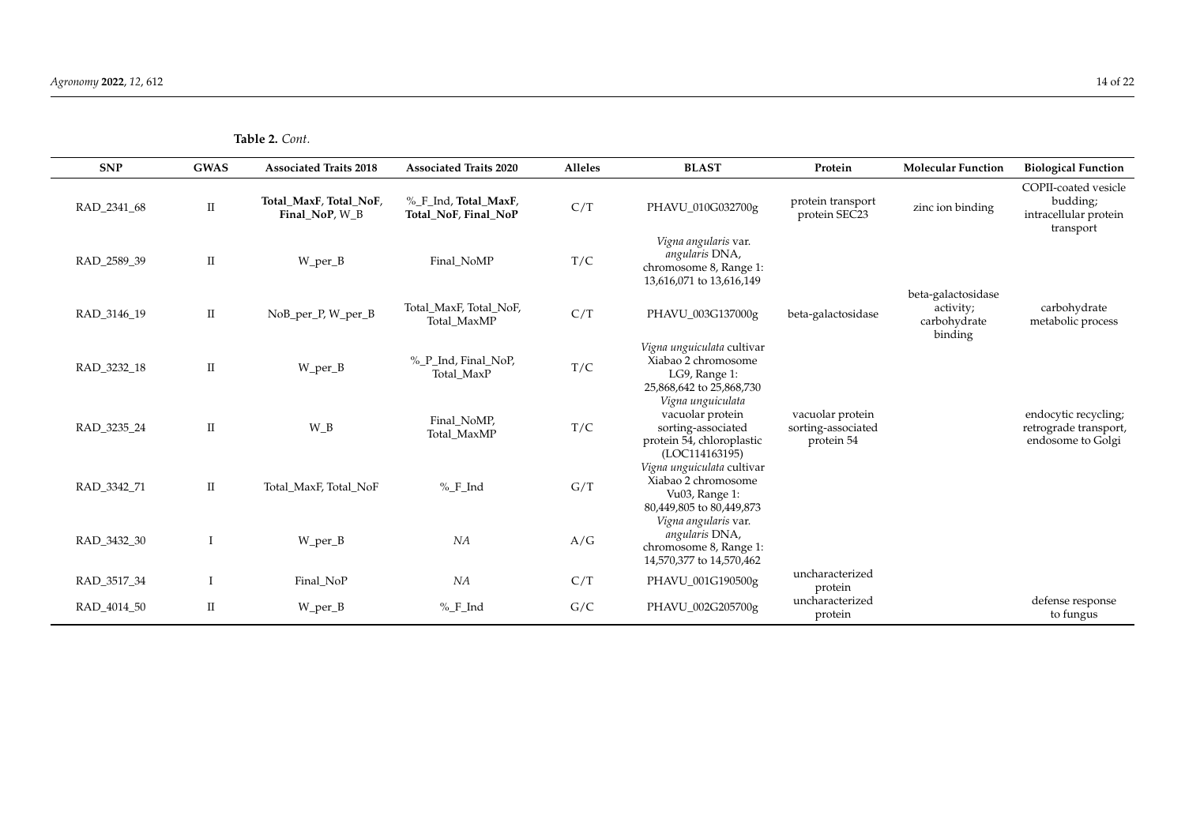**Table 2.** *Cont.*

| SNP | GWAS | Associated Traits 2018 | Associated Traits 2020 | Alleles | BLAST | Protein | Molecular Function | Biological Function |
|---|---|---|---|---|---|---|---|---|
| RAD_2341_68 | II | **Total_MaxF**, **Total_NoF**, **Final_NoP**, W_B | %_F_Ind, **Total_MaxF**, **Total_NoF**, **Final_NoP** | C/T | PHAVU_010G032700g | protein transport protein SEC23 | zinc ion binding | COPII-coated vesicle budding; intracellular protein transport |
| RAD_2589_39 | II | W_per_B | Final_NoMP | T/C | *Vigna angularis* var. *angularis* DNA, chromosome 8, Range 1: 13,616,071 to 13,616,149 | | | |
| RAD_3146_19 | II | NoB_per_P, W_per_B | Total_MaxF, Total_NoF, Total_MaxMP | C/T | PHAVU_003G137000g | beta-galactosidase | beta-galactosidase activity; carbohydrate binding | carbohydrate metabolic process |
| RAD_3232_18 | II | W_per_B | %_P_Ind, Final_NoP, Total_MaxP | T/C | *Vigna unguiculata* cultivar Xiabao 2 chromosome LG9, Range 1: 25,868,642 to 25,868,730 | | | |
| RAD_3235_24 | II | W_B | Final_NoMP, Total_MaxMP | T/C | *Vigna unguiculata* vacuolar protein sorting-associated protein 54, chloroplastic (LOC114163195) | vacuolar protein sorting-associated protein 54 | | endocytic recycling; retrograde transport, endosome to Golgi |
| RAD_3342_71 | II | Total_MaxF, Total_NoF | %_F_Ind | G/T | *Vigna unguiculata* cultivar Xiabao 2 chromosome Vu03, Range 1: 80,449,805 to 80,449,873 | | | |
| RAD_3432_30 | I | W_per_B | *NA* | A/G | *Vigna angularis* var. *angularis* DNA, chromosome 8, Range 1: 14,570,377 to 14,570,462 | | | |
| RAD_3517_34 | I | Final_NoP | *NA* | C/T | PHAVU_001G190500g | uncharacterized protein | | |
| RAD_4014_50 | II | W_per_B | %_F_Ind | G/C | PHAVU_002G205700g | uncharacterized protein | | defense response to fungus |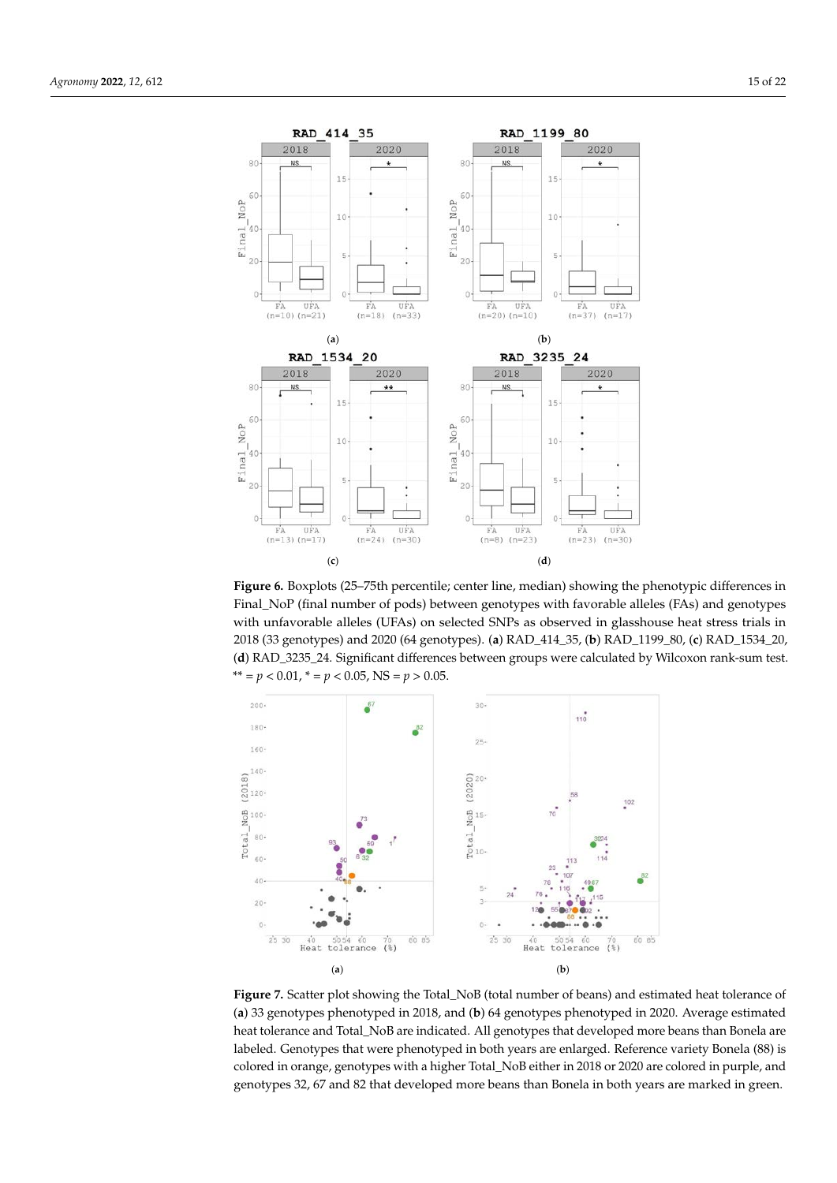**Figure 6.** Boxplots (25–75th percentile; center line, median) showing the phenotypic differences in Final_NoP (final number of pods) between genotypes with favorable alleles (FAs) and genotypes with unfavorable alleles (UFAs) on selected SNPs as observed in glasshouse heat stress trials in 2018 (33 genotypes) and 2020 (64 genotypes). (**a**) RAD_414_35, (**b**) RAD_1199_80, (**c**) RAD_1534_20, (**d**) RAD_3235_24. Significant differences between groups were calculated by Wilcoxon rank-sum test. ** = $p < 0.01$, * = $p < 0.05$, NS = $p > 0.05$.

**Figure 7.** Scatter plot showing the Total_NoB (total number of beans) and estimated heat tolerance of (**a**) 33 genotypes phenotyped in 2018, and (**b**) 64 genotypes phenotyped in 2020. Average estimated heat tolerance and Total_NoB are indicated. All genotypes that developed more beans than Bonela are labeled. Genotypes that were phenotyped in both years are enlarged. Reference variety Bonela (88) is colored in orange, genotypes with a higher Total_NoB either in 2018 or 2020 are colored in purple, and genotypes 32, 67 and 82 that developed more beans than Bonela in both years are marked in green.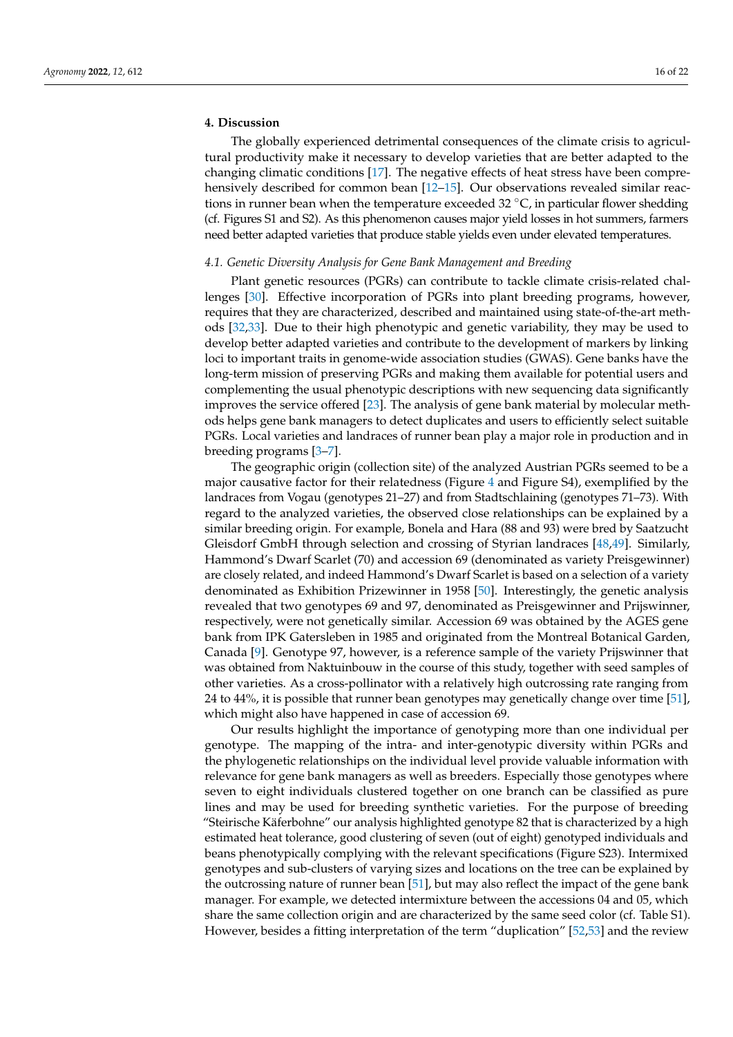## 4. Discussion

The globally experienced detrimental consequences of the climate crisis to agricultural productivity make it necessary to develop varieties that are better adapted to the changing climatic conditions [17]. The negative effects of heat stress have been comprehensively described for common bean [12–15]. Our observations revealed similar reactions in runner bean when the temperature exceeded 32 °C, in particular flower shedding (cf. Figures S1 and S2). As this phenomenon causes major yield losses in hot summers, farmers need better adapted varieties that produce stable yields even under elevated temperatures.

### *4.1. Genetic Diversity Analysis for Gene Bank Management and Breeding*

Plant genetic resources (PGRs) can contribute to tackle climate crisis-related challenges [30]. Effective incorporation of PGRs into plant breeding programs, however, requires that they are characterized, described and maintained using state-of-the-art methods [32,33]. Due to their high phenotypic and genetic variability, they may be used to develop better adapted varieties and contribute to the development of markers by linking loci to important traits in genome-wide association studies (GWAS). Gene banks have the long-term mission of preserving PGRs and making them available for potential users and complementing the usual phenotypic descriptions with new sequencing data significantly improves the service offered [23]. The analysis of gene bank material by molecular methods helps gene bank managers to detect duplicates and users to efficiently select suitable PGRs. Local varieties and landraces of runner bean play a major role in production and in breeding programs [3–7].

The geographic origin (collection site) of the analyzed Austrian PGRs seemed to be a major causative factor for their relatedness (Figure 4 and Figure S4), exemplified by the landraces from Vogau (genotypes 21–27) and from Stadtschlaining (genotypes 71–73). With regard to the analyzed varieties, the observed close relationships can be explained by a similar breeding origin. For example, Bonela and Hara (88 and 93) were bred by Saatzucht Gleisdorf GmbH through selection and crossing of Styrian landraces [48,49]. Similarly, Hammond's Dwarf Scarlet (70) and accession 69 (denominated as variety Preisgewinner) are closely related, and indeed Hammond's Dwarf Scarlet is based on a selection of a variety denominated as Exhibition Prizewinner in 1958 [50]. Interestingly, the genetic analysis revealed that two genotypes 69 and 97, denominated as Preisgewinner and Prijswinner, respectively, were not genetically similar. Accession 69 was obtained by the AGES gene bank from IPK Gatersleben in 1985 and originated from the Montreal Botanical Garden, Canada [9]. Genotype 97, however, is a reference sample of the variety Prijswinner that was obtained from Naktuinbouw in the course of this study, together with seed samples of other varieties. As a cross-pollinator with a relatively high outcrossing rate ranging from 24 to 44%, it is possible that runner bean genotypes may genetically change over time [51], which might also have happened in case of accession 69.

Our results highlight the importance of genotyping more than one individual per genotype. The mapping of the intra- and inter-genotypic diversity within PGRs and the phylogenetic relationships on the individual level provide valuable information with relevance for gene bank managers as well as breeders. Especially those genotypes where seven to eight individuals clustered together on one branch can be classified as pure lines and may be used for breeding synthetic varieties. For the purpose of breeding "Steirische Käferbohne" our analysis highlighted genotype 82 that is characterized by a high estimated heat tolerance, good clustering of seven (out of eight) genotyped individuals and beans phenotypically complying with the relevant specifications (Figure S23). Intermixed genotypes and sub-clusters of varying sizes and locations on the tree can be explained by the outcrossing nature of runner bean [51], but may also reflect the impact of the gene bank manager. For example, we detected intermixture between the accessions 04 and 05, which share the same collection origin and are characterized by the same seed color (cf. Table S1). However, besides a fitting interpretation of the term "duplication" [52,53] and the review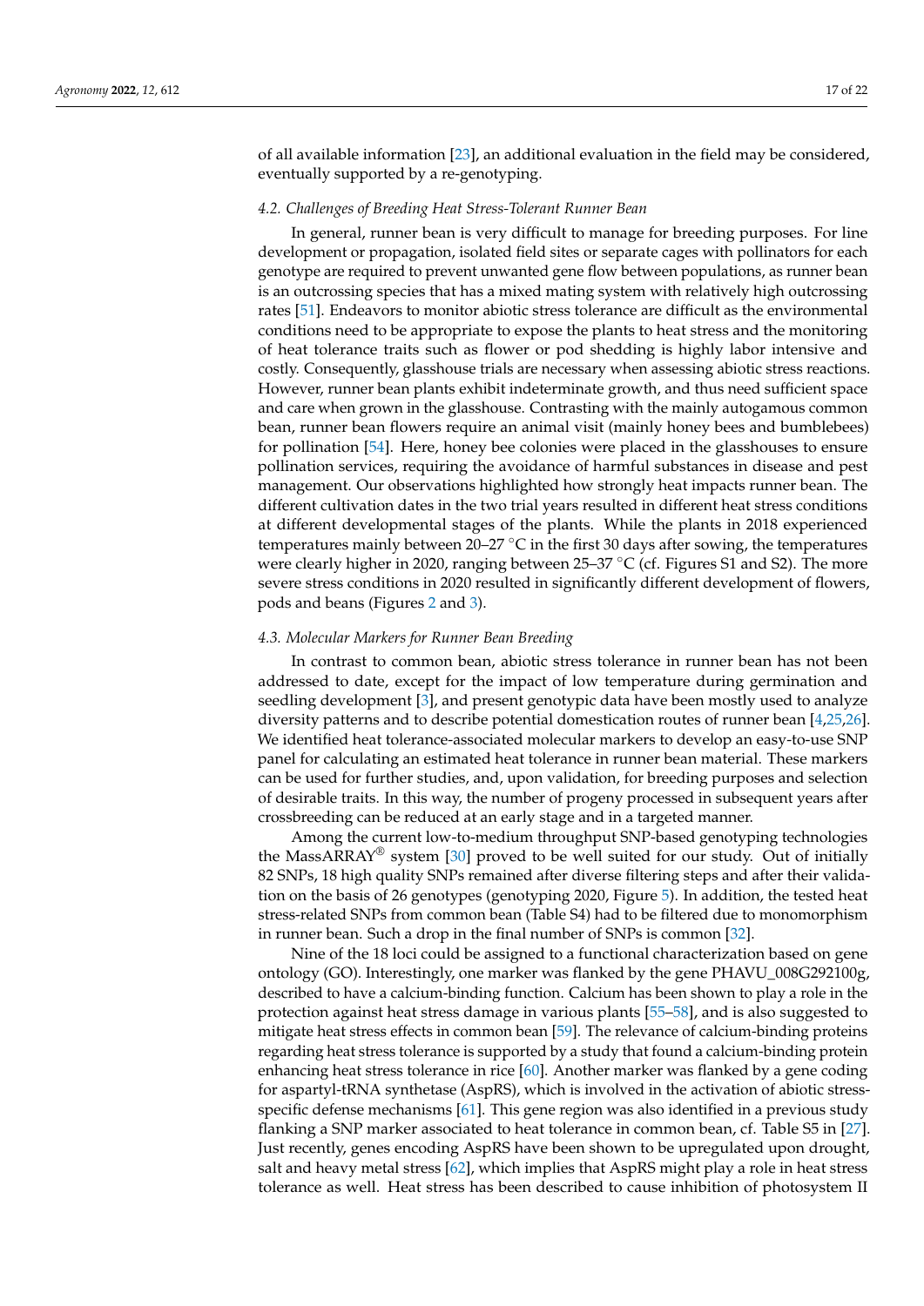of all available information [23], an additional evaluation in the field may be considered, eventually supported by a re-genotyping.

### 4.2. Challenges of Breeding Heat Stress-Tolerant Runner Bean

In general, runner bean is very difficult to manage for breeding purposes. For line development or propagation, isolated field sites or separate cages with pollinators for each genotype are required to prevent unwanted gene flow between populations, as runner bean is an outcrossing species that has a mixed mating system with relatively high outcrossing rates [51]. Endeavors to monitor abiotic stress tolerance are difficult as the environmental conditions need to be appropriate to expose the plants to heat stress and the monitoring of heat tolerance traits such as flower or pod shedding is highly labor intensive and costly. Consequently, glasshouse trials are necessary when assessing abiotic stress reactions. However, runner bean plants exhibit indeterminate growth, and thus need sufficient space and care when grown in the glasshouse. Contrasting with the mainly autogamous common bean, runner bean flowers require an animal visit (mainly honey bees and bumblebees) for pollination [54]. Here, honey bee colonies were placed in the glasshouses to ensure pollination services, requiring the avoidance of harmful substances in disease and pest management. Our observations highlighted how strongly heat impacts runner bean. The different cultivation dates in the two trial years resulted in different heat stress conditions at different developmental stages of the plants. While the plants in 2018 experienced temperatures mainly between 20–27 °C in the first 30 days after sowing, the temperatures were clearly higher in 2020, ranging between 25–37 °C (cf. Figures S1 and S2). The more severe stress conditions in 2020 resulted in significantly different development of flowers, pods and beans (Figures 2 and 3).

### 4.3. Molecular Markers for Runner Bean Breeding

In contrast to common bean, abiotic stress tolerance in runner bean has not been addressed to date, except for the impact of low temperature during germination and seedling development [3], and present genotypic data have been mostly used to analyze diversity patterns and to describe potential domestication routes of runner bean [4,25,26]. We identified heat tolerance-associated molecular markers to develop an easy-to-use SNP panel for calculating an estimated heat tolerance in runner bean material. These markers can be used for further studies, and, upon validation, for breeding purposes and selection of desirable traits. In this way, the number of progeny processed in subsequent years after crossbreeding can be reduced at an early stage and in a targeted manner.

Among the current low-to-medium throughput SNP-based genotyping technologies the MassARRAY® system [30] proved to be well suited for our study. Out of initially 82 SNPs, 18 high quality SNPs remained after diverse filtering steps and after their validation on the basis of 26 genotypes (genotyping 2020, Figure 5). In addition, the tested heat stress-related SNPs from common bean (Table S4) had to be filtered due to monomorphism in runner bean. Such a drop in the final number of SNPs is common [32].

Nine of the 18 loci could be assigned to a functional characterization based on gene ontology (GO). Interestingly, one marker was flanked by the gene PHAVU_008G292100g, described to have a calcium-binding function. Calcium has been shown to play a role in the protection against heat stress damage in various plants [55–58], and is also suggested to mitigate heat stress effects in common bean [59]. The relevance of calcium-binding proteins regarding heat stress tolerance is supported by a study that found a calcium-binding protein enhancing heat stress tolerance in rice [60]. Another marker was flanked by a gene coding for aspartyl-tRNA synthetase (AspRS), which is involved in the activation of abiotic stress-specific defense mechanisms [61]. This gene region was also identified in a previous study flanking a SNP marker associated to heat tolerance in common bean, cf. Table S5 in [27]. Just recently, genes encoding AspRS have been shown to be upregulated upon drought, salt and heavy metal stress [62], which implies that AspRS might play a role in heat stress tolerance as well. Heat stress has been described to cause inhibition of photosystem II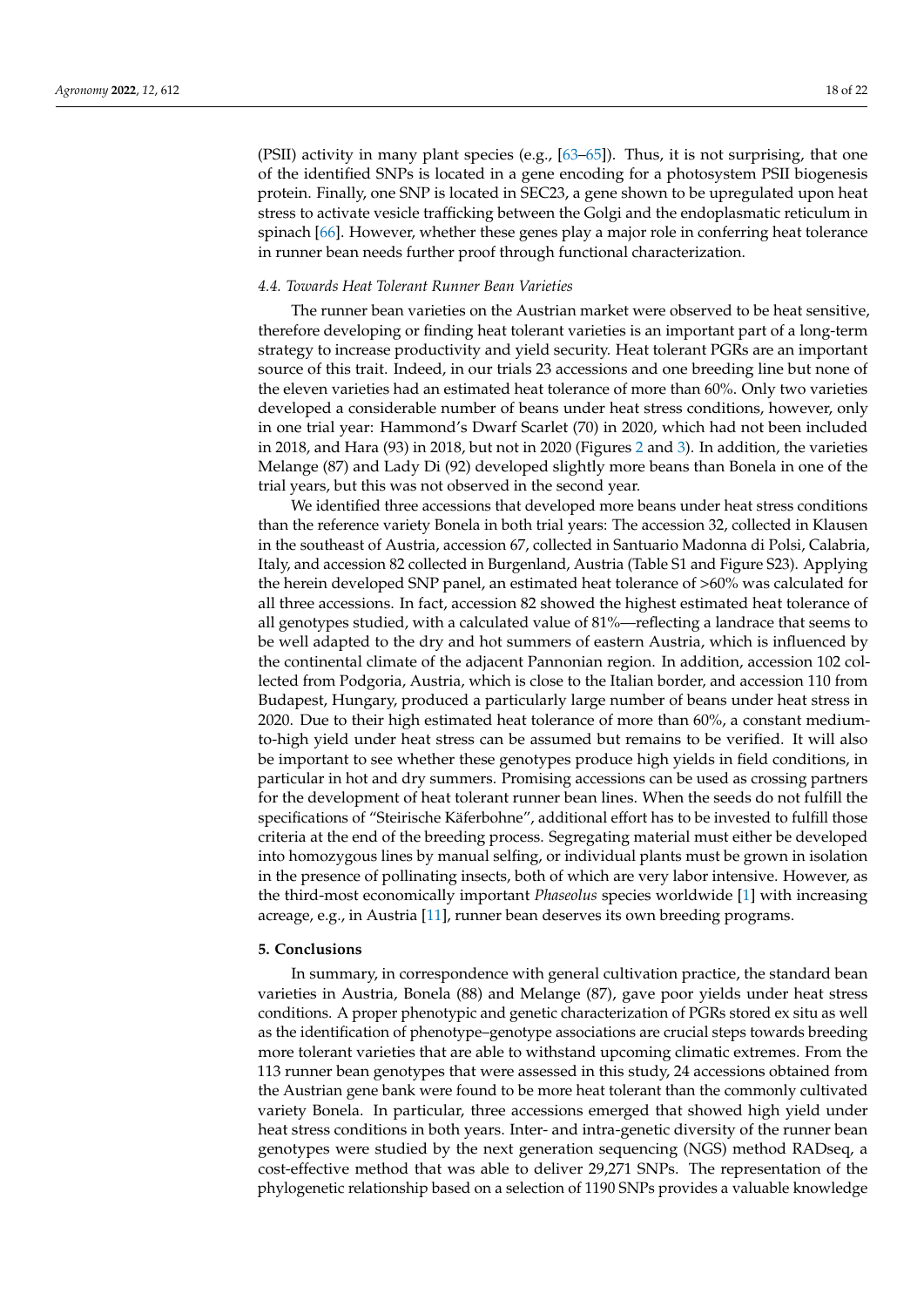(PSII) activity in many plant species (e.g., [63–65]). Thus, it is not surprising, that one of the identified SNPs is located in a gene encoding for a photosystem PSII biogenesis protein. Finally, one SNP is located in SEC23, a gene shown to be upregulated upon heat stress to activate vesicle trafficking between the Golgi and the endoplasmatic reticulum in spinach [66]. However, whether these genes play a major role in conferring heat tolerance in runner bean needs further proof through functional characterization.

### *4.4. Towards Heat Tolerant Runner Bean Varieties*

The runner bean varieties on the Austrian market were observed to be heat sensitive, therefore developing or finding heat tolerant varieties is an important part of a long-term strategy to increase productivity and yield security. Heat tolerant PGRs are an important source of this trait. Indeed, in our trials 23 accessions and one breeding line but none of the eleven varieties had an estimated heat tolerance of more than 60%. Only two varieties developed a considerable number of beans under heat stress conditions, however, only in one trial year: Hammond's Dwarf Scarlet (70) in 2020, which had not been included in 2018, and Hara (93) in 2018, but not in 2020 (Figures 2 and 3). In addition, the varieties Melange (87) and Lady Di (92) developed slightly more beans than Bonela in one of the trial years, but this was not observed in the second year.

We identified three accessions that developed more beans under heat stress conditions than the reference variety Bonela in both trial years: The accession 32, collected in Klausen in the southeast of Austria, accession 67, collected in Santuario Madonna di Polsi, Calabria, Italy, and accession 82 collected in Burgenland, Austria (Table S1 and Figure S23). Applying the herein developed SNP panel, an estimated heat tolerance of >60% was calculated for all three accessions. In fact, accession 82 showed the highest estimated heat tolerance of all genotypes studied, with a calculated value of 81%—reflecting a landrace that seems to be well adapted to the dry and hot summers of eastern Austria, which is influenced by the continental climate of the adjacent Pannonian region. In addition, accession 102 collected from Podgoria, Austria, which is close to the Italian border, and accession 110 from Budapest, Hungary, produced a particularly large number of beans under heat stress in 2020. Due to their high estimated heat tolerance of more than 60%, a constant medium-to-high yield under heat stress can be assumed but remains to be verified. It will also be important to see whether these genotypes produce high yields in field conditions, in particular in hot and dry summers. Promising accessions can be used as crossing partners for the development of heat tolerant runner bean lines. When the seeds do not fulfill the specifications of "Steirische Käferbohne", additional effort has to be invested to fulfill those criteria at the end of the breeding process. Segregating material must either be developed into homozygous lines by manual selfing, or individual plants must be grown in isolation in the presence of pollinating insects, both of which are very labor intensive. However, as the third-most economically important *Phaseolus* species worldwide [1] with increasing acreage, e.g., in Austria [11], runner bean deserves its own breeding programs.

## 5. Conclusions

In summary, in correspondence with general cultivation practice, the standard bean varieties in Austria, Bonela (88) and Melange (87), gave poor yields under heat stress conditions. A proper phenotypic and genetic characterization of PGRs stored ex situ as well as the identification of phenotype–genotype associations are crucial steps towards breeding more tolerant varieties that are able to withstand upcoming climatic extremes. From the 113 runner bean genotypes that were assessed in this study, 24 accessions obtained from the Austrian gene bank were found to be more heat tolerant than the commonly cultivated variety Bonela. In particular, three accessions emerged that showed high yield under heat stress conditions in both years. Inter- and intra-genetic diversity of the runner bean genotypes were studied by the next generation sequencing (NGS) method RADseq, a cost-effective method that was able to deliver 29,271 SNPs. The representation of the phylogenetic relationship based on a selection of 1190 SNPs provides a valuable knowledge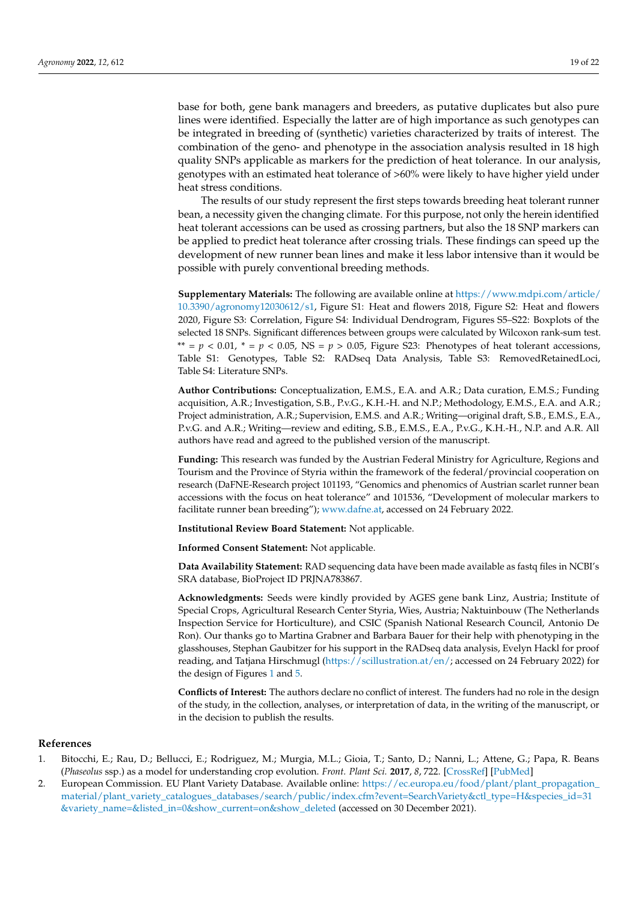base for both, gene bank managers and breeders, as putative duplicates but also pure lines were identified. Especially the latter are of high importance as such genotypes can be integrated in breeding of (synthetic) varieties characterized by traits of interest. The combination of the geno- and phenotype in the association analysis resulted in 18 high quality SNPs applicable as markers for the prediction of heat tolerance. In our analysis, genotypes with an estimated heat tolerance of >60% were likely to have higher yield under heat stress conditions.

The results of our study represent the first steps towards breeding heat tolerant runner bean, a necessity given the changing climate. For this purpose, not only the herein identified heat tolerant accessions can be used as crossing partners, but also the 18 SNP markers can be applied to predict heat tolerance after crossing trials. These findings can speed up the development of new runner bean lines and make it less labor intensive than it would be possible with purely conventional breeding methods.

**Supplementary Materials:** The following are available online at https://www.mdpi.com/article/10.3390/agronomy12030612/s1, Figure S1: Heat and flowers 2018, Figure S2: Heat and flowers 2020, Figure S3: Correlation, Figure S4: Individual Dendrogram, Figures S5–S22: Boxplots of the selected 18 SNPs. Significant differences between groups were calculated by Wilcoxon rank-sum test. ** = $p < 0.01$, * = $p < 0.05$, NS = $p > 0.05$, Figure S23: Phenotypes of heat tolerant accessions, Table S1: Genotypes, Table S2: RADseq Data Analysis, Table S3: RemovedRetainedLoci, Table S4: Literature SNPs.

**Author Contributions:** Conceptualization, E.M.S., E.A. and A.R.; Data curation, E.M.S.; Funding acquisition, A.R.; Investigation, S.B., P.v.G., K.H.-H. and N.P.; Methodology, E.M.S., E.A. and A.R.; Project administration, A.R.; Supervision, E.M.S. and A.R.; Writing—original draft, S.B., E.M.S., E.A., P.v.G. and A.R.; Writing—review and editing, S.B., E.M.S., E.A., P.v.G., K.H.-H., N.P. and A.R. All authors have read and agreed to the published version of the manuscript.

**Funding:** This research was funded by the Austrian Federal Ministry for Agriculture, Regions and Tourism and the Province of Styria within the framework of the federal/provincial cooperation on research (DaFNE-Research project 101193, "Genomics and phenomics of Austrian scarlet runner bean accessions with the focus on heat tolerance" and 101536, "Development of molecular markers to facilitate runner bean breeding"); www.dafne.at, accessed on 24 February 2022.

**Institutional Review Board Statement:** Not applicable.

**Informed Consent Statement:** Not applicable.

**Data Availability Statement:** RAD sequencing data have been made available as fastq files in NCBI's SRA database, BioProject ID PRJNA783867.

**Acknowledgments:** Seeds were kindly provided by AGES gene bank Linz, Austria; Institute of Special Crops, Agricultural Research Center Styria, Wies, Austria; Naktuinbouw (The Netherlands Inspection Service for Horticulture), and CSIC (Spanish National Research Council, Antonio De Ron). Our thanks go to Martina Grabner and Barbara Bauer for their help with phenotyping in the glasshouses, Stephan Gaubitzer for his support in the RADseq data analysis, Evelyn Hackl for proof reading, and Tatjana Hirschmugl (https://scillustration.at/en/; accessed on 24 February 2022) for the design of Figures 1 and 5.

**Conflicts of Interest:** The authors declare no conflict of interest. The funders had no role in the design of the study, in the collection, analyses, or interpretation of data, in the writing of the manuscript, or in the decision to publish the results.

## References

1. Bitocchi, E.; Rau, D.; Bellucci, E.; Rodriguez, M.; Murgia, M.L.; Gioia, T.; Santo, D.; Nanni, L.; Attene, G.; Papa, R. Beans (*Phaseolus* ssp.) as a model for understanding crop evolution. *Front. Plant Sci.* **2017**, *8*, 722. [CrossRef] [PubMed]
2. European Commission. EU Plant Variety Database. Available online: https://ec.europa.eu/food/plant/plant_propagation_material/plant_variety_catalogues_databases/search/public/index.cfm?event=SearchVariety&ctl_type=H&species_id=31&variety_name=&listed_in=0&show_current=on&show_deleted (accessed on 30 December 2021).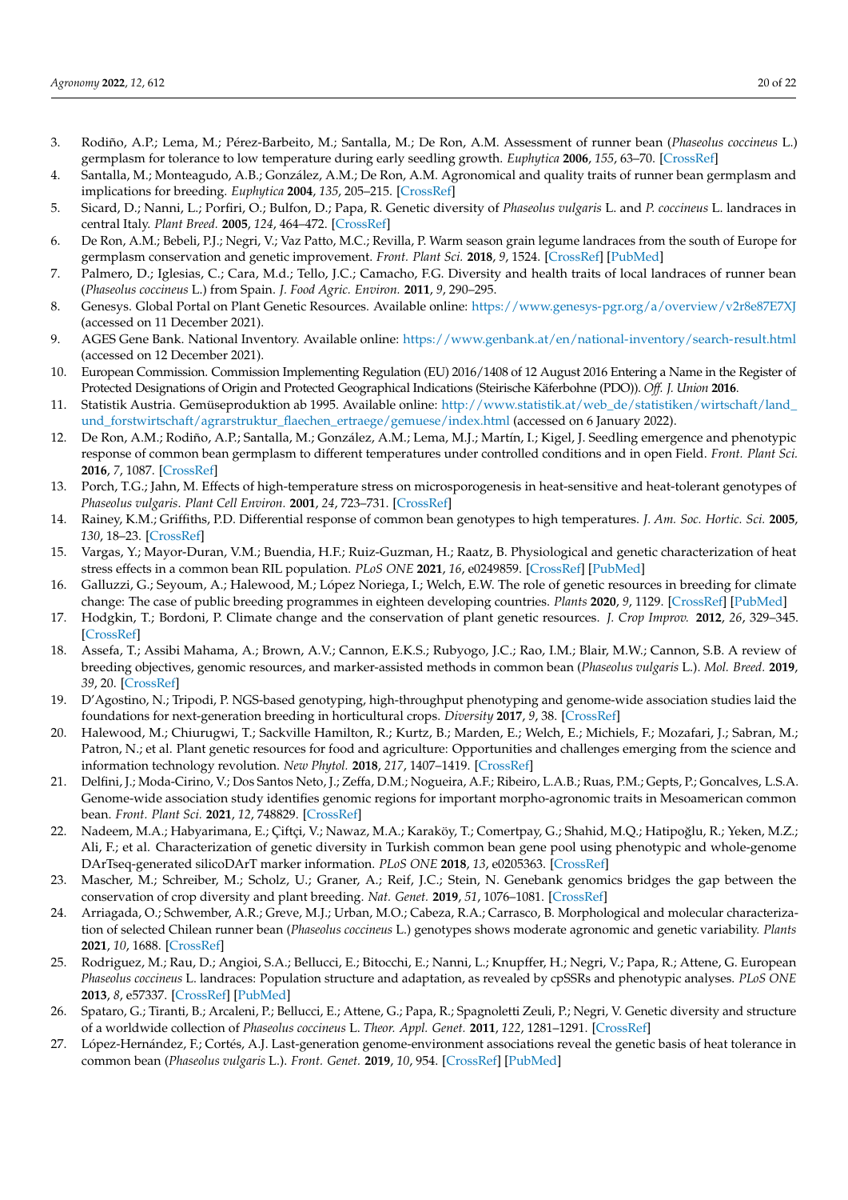3. Rodiño, A.P.; Lema, M.; Pérez-Barbeito, M.; Santalla, M.; De Ron, A.M. Assessment of runner bean (*Phaseolus coccineus* L.) germplasm for tolerance to low temperature during early seedling growth. *Euphytica* **2006**, *155*, 63–70. [CrossRef]
4. Santalla, M.; Monteagudo, A.B.; González, A.M.; De Ron, A.M. Agronomical and quality traits of runner bean germplasm and implications for breeding. *Euphytica* **2004**, *135*, 205–215. [CrossRef]
5. Sicard, D.; Nanni, L.; Porfiri, O.; Bulfon, D.; Papa, R. Genetic diversity of *Phaseolus vulgaris* L. and *P. coccineus* L. landraces in central Italy. *Plant Breed.* **2005**, *124*, 464–472. [CrossRef]
6. De Ron, A.M.; Bebeli, P.J.; Negri, V.; Vaz Patto, M.C.; Revilla, P. Warm season grain legume landraces from the south of Europe for germplasm conservation and genetic improvement. *Front. Plant Sci.* **2018**, *9*, 1524. [CrossRef] [PubMed]
7. Palmero, D.; Iglesias, C.; Cara, M.d.; Tello, J.C.; Camacho, F.G. Diversity and health traits of local landraces of runner bean (*Phaseolus coccineus* L.) from Spain. *J. Food Agric. Environ.* **2011**, *9*, 290–295.
8. Genesys. Global Portal on Plant Genetic Resources. Available online: https://www.genesys-pgr.org/a/overview/v2r8e87E7XJ (accessed on 11 December 2021).
9. AGES Gene Bank. National Inventory. Available online: https://www.genbank.at/en/national-inventory/search-result.html (accessed on 12 December 2021).
10. European Commission. Commission Implementing Regulation (EU) 2016/1408 of 12 August 2016 Entering a Name in the Register of Protected Designations of Origin and Protected Geographical Indications (Steirische Käferbohne (PDO)). *Off. J. Union* **2016**.
11. Statistik Austria. Gemüseproduktion ab 1995. Available online: http://www.statistik.at/web_de/statistiken/wirtschaft/land_und_forstwirtschaft/agrarstruktur_flaechen_ertraege/gemuese/index.html (accessed on 6 January 2022).
12. De Ron, A.M.; Rodiño, A.P.; Santalla, M.; González, A.M.; Lema, M.J.; Martín, I.; Kigel, J. Seedling emergence and phenotypic response of common bean germplasm to different temperatures under controlled conditions and in open Field. *Front. Plant Sci.* **2016**, *7*, 1087. [CrossRef]
13. Porch, T.G.; Jahn, M. Effects of high-temperature stress on microsporogenesis in heat-sensitive and heat-tolerant genotypes of *Phaseolus vulgaris*. *Plant Cell Environ.* **2001**, *24*, 723–731. [CrossRef]
14. Rainey, K.M.; Griffiths, P.D. Differential response of common bean genotypes to high temperatures. *J. Am. Soc. Hortic. Sci.* **2005**, *130*, 18–23. [CrossRef]
15. Vargas, Y.; Mayor-Duran, V.M.; Buendia, H.F.; Ruiz-Guzman, H.; Raatz, B. Physiological and genetic characterization of heat stress effects in a common bean RIL population. *PLoS ONE* **2021**, *16*, e0249859. [CrossRef] [PubMed]
16. Galluzzi, G.; Seyoum, A.; Halewood, M.; López Noriega, I.; Welch, E.W. The role of genetic resources in breeding for climate change: The case of public breeding programmes in eighteen developing countries. *Plants* **2020**, *9*, 1129. [CrossRef] [PubMed]
17. Hodgkin, T.; Bordoni, P. Climate change and the conservation of plant genetic resources. *J. Crop Improv.* **2012**, *26*, 329–345. [CrossRef]
18. Assefa, T.; Assibi Mahama, A.; Brown, A.V.; Cannon, E.K.S.; Rubyogo, J.C.; Rao, I.M.; Blair, M.W.; Cannon, S.B. A review of breeding objectives, genomic resources, and marker-assisted methods in common bean (*Phaseolus vulgaris* L.). *Mol. Breed.* **2019**, *39*, 20. [CrossRef]
19. D'Agostino, N.; Tripodi, P. NGS-based genotyping, high-throughput phenotyping and genome-wide association studies laid the foundations for next-generation breeding in horticultural crops. *Diversity* **2017**, *9*, 38. [CrossRef]
20. Halewood, M.; Chiurugwi, T.; Sackville Hamilton, R.; Kurtz, B.; Marden, E.; Welch, E.; Michiels, F.; Mozafari, J.; Sabran, M.; Patron, N.; et al. Plant genetic resources for food and agriculture: Opportunities and challenges emerging from the science and information technology revolution. *New Phytol.* **2018**, *217*, 1407–1419. [CrossRef]
21. Delfini, J.; Moda-Cirino, V.; Dos Santos Neto, J.; Zeffa, D.M.; Nogueira, A.F.; Ribeiro, L.A.B.; Ruas, P.M.; Gepts, P.; Goncalves, L.S.A. Genome-wide association study identifies genomic regions for important morpho-agronomic traits in Mesoamerican common bean. *Front. Plant Sci.* **2021**, *12*, 748829. [CrossRef]
22. Nadeem, M.A.; Habyarimana, E.; Çiftçi, V.; Nawaz, M.A.; Karaköy, T.; Comertpay, G.; Shahid, M.Q.; Hatipoğlu, R.; Yeken, M.Z.; Ali, F.; et al. Characterization of genetic diversity in Turkish common bean gene pool using phenotypic and whole-genome DArTseq-generated silicoDArT marker information. *PLoS ONE* **2018**, *13*, e0205363. [CrossRef]
23. Mascher, M.; Schreiber, M.; Scholz, U.; Graner, A.; Reif, J.C.; Stein, N. Genebank genomics bridges the gap between the conservation of crop diversity and plant breeding. *Nat. Genet.* **2019**, *51*, 1076–1081. [CrossRef]
24. Arriagada, O.; Schwember, A.R.; Greve, M.J.; Urban, M.O.; Cabeza, R.A.; Carrasco, B. Morphological and molecular characterization of selected Chilean runner bean (*Phaseolus coccineus* L.) genotypes shows moderate agronomic and genetic variability. *Plants* **2021**, *10*, 1688. [CrossRef]
25. Rodriguez, M.; Rau, D.; Angioi, S.A.; Bellucci, E.; Bitocchi, E.; Nanni, L.; Knupffer, H.; Negri, V.; Papa, R.; Attene, G. European *Phaseolus coccineus* L. landraces: Population structure and adaptation, as revealed by cpSSRs and phenotypic analyses. *PLoS ONE* **2013**, *8*, e57337. [CrossRef] [PubMed]
26. Spataro, G.; Tiranti, B.; Arcaleni, P.; Bellucci, E.; Attene, G.; Papa, R.; Spagnoletti Zeuli, P.; Negri, V. Genetic diversity and structure of a worldwide collection of *Phaseolus coccineus* L. *Theor. Appl. Genet.* **2011**, *122*, 1281–1291. [CrossRef]
27. López-Hernández, F.; Cortés, A.J. Last-generation genome-environment associations reveal the genetic basis of heat tolerance in common bean (*Phaseolus vulgaris* L.). *Front. Genet.* **2019**, *10*, 954. [CrossRef] [PubMed]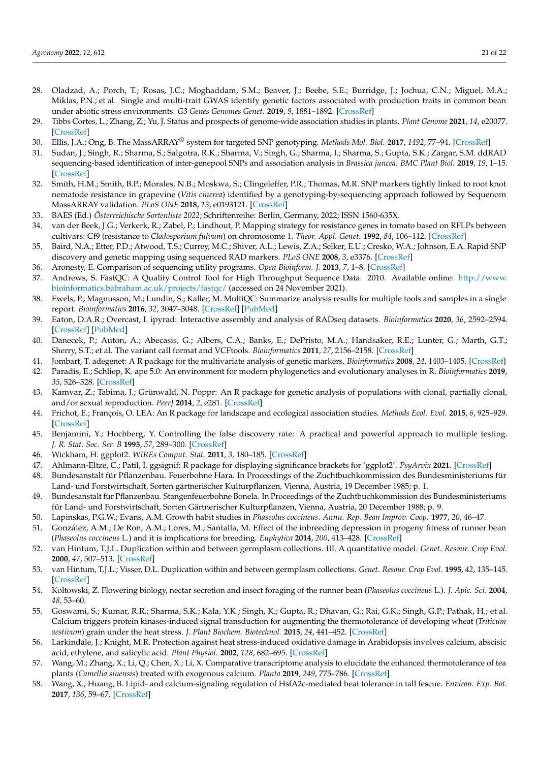28. Oladzad, A.; Porch, T.; Rosas, J.C.; Moghaddam, S.M.; Beaver, J.; Beebe, S.E.; Burridge, J.; Jochua, C.N.; Miguel, M.A.; Miklas, P.N.; et al. Single and multi-trait GWAS identify genetic factors associated with production traits in common bean under abiotic stress environments. *G3 Genes Genomes Genet.* **2019**, *9*, 1881–1892. [CrossRef]
29. Tibbs Cortes, L.; Zhang, Z.; Yu, J. Status and prospects of genome-wide association studies in plants. *Plant Genome* **2021**, *14*, e20077. [CrossRef]
30. Ellis, J.A.; Ong, B. The MassARRAY® system for targeted SNP genotyping. *Methods Mol. Biol.* **2017**, *1492*, 77–94. [CrossRef]
31. Sudan, J.; Singh, R.; Sharma, S.; Salgotra, R.K.; Sharma, V.; Singh, G.; Sharma, I.; Sharma, S.; Gupta, S.K.; Zargar, S.M. ddRAD sequencing-based identification of inter-genepool SNPs and association analysis in *Brassica juncea*. *BMC Plant Biol.* **2019**, *19*, 1–15. [CrossRef]
32. Smith, H.M.; Smith, B.P.; Morales, N.B.; Moskwa, S.; Clingeleffer, P.R.; Thomas, M.R. SNP markers tightly linked to root knot nematode resistance in grapevine (*Vitis cinerea*) identified by a genotyping-by-sequencing approach followed by Sequenom MassARRAY validation. *PLoS ONE* **2018**, *13*, e0193121. [CrossRef]
33. BAES (Ed.) *Österreichische Sortenliste 2022*; Schriftenreihe: Berlin, Germany, 2022; ISSN 1560-635X.
34. van der Beek, J.G.; Verkerk, R.; Zabel, P.; Lindhout, P. Mapping strategy for resistance genes in tomato based on RFLPs between cultivars: Cf9 (resistance to *Cladosporium fulvum*) on chromosome 1. *Theor. Appl. Genet.* **1992**, *84*, 106–112. [CrossRef]
35. Baird, N.A.; Etter, P.D.; Atwood, T.S.; Currey, M.C.; Shiver, A.L.; Lewis, Z.A.; Selker, E.U.; Cresko, W.A.; Johnson, E.A. Rapid SNP discovery and genetic mapping using sequenced RAD markers. *PLoS ONE* **2008**, *3*, e3376. [CrossRef]
36. Aronesty, E. Comparison of sequencing utility programs. *Open Bioinform. J.* **2013**, *7*, 1–8. [CrossRef]
37. Andrews, S. FastQC: A Quality Control Tool for High Throughput Sequence Data. 2010. Available online: http://www.bioinformatics.babraham.ac.uk/projects/fastqc/ (accessed on 24 November 2021).
38. Ewels, P.; Magnusson, M.; Lundin, S.; Kaller, M. MultiQC: Summarize analysis results for multiple tools and samples in a single report. *Bioinformatics* **2016**, *32*, 3047–3048. [CrossRef] [PubMed]
39. Eaton, D.A.R.; Overcast, I. ipyrad: Interactive assembly and analysis of RADseq datasets. *Bioinformatics* **2020**, *36*, 2592–2594. [CrossRef] [PubMed]
40. Danecek, P.; Auton, A.; Abecasis, G.; Albers, C.A.; Banks, E.; DePristo, M.A.; Handsaker, R.E.; Lunter, G.; Marth, G.T.; Sherry, S.T.; et al. The variant call format and VCFtools. *Bioinformatics* **2011**, *27*, 2156–2158. [CrossRef]
41. Jombart, T. adegenet: A R package for the multivariate analysis of genetic markers. *Bioinformatics* **2008**, *24*, 1403–1405. [CrossRef]
42. Paradis, E.; Schliep, K. ape 5.0: An environment for modern phylogenetics and evolutionary analyses in R. *Bioinformatics* **2019**, *35*, 526–528. [CrossRef]
43. Kamvar, Z.; Tabima, J.; Grünwald, N. Poppr: An R package for genetic analysis of populations with clonal, partially clonal, and/or sexual reproduction. *PeerJ* **2014**, *2*, e281. [CrossRef]
44. Frichot, E.; François, O. LEA: An R package for landscape and ecological association studies. *Methods Ecol. Evol.* **2015**, *6*, 925–929. [CrossRef]
45. Benjamini, Y.; Hochberg, Y. Controlling the false discovery rate: A practical and powerful approach to multiple testing. *J. R. Stat. Soc. Ser. B* **1995**, *57*, 289–300. [CrossRef]
46. Wickham, H. ggplot2. *WIREs Comput. Stat.* **2011**, *3*, 180–185. [CrossRef]
47. Ahlmann-Eltze, C.; Patil, I. ggsignif: R package for displaying significance brackets for 'ggplot2'. *PsyArxiv* **2021**. [CrossRef]
48. Bundesanstalt für Pflanzenbau. Feuerbohne Hara. In Proceedings of the Zuchtbuchkommission des Bundesministeriums für Land- und Forstwirtschaft, Sorten gärtnerischer Kulturpflanzen, Vienna, Austria, 19 December 1985; p. 1.
49. Bundesanstalt für Pflanzenbau. Stangenfeuerbohne Bonela. In Proceedings of the Zuchtbuchkommission des Bundesministeriums für Land- und Forstwirtschaft, Sorten Gärtnerischer Kulturpflanzen, Vienna, Austria, 20 December 1988; p. 9.
50. Lapinskas, P.G.W.; Evans, A.M. Growth habit studies in *Phaseolus coccineus*. *Annu. Rep. Bean Improv. Coop.* **1977**, *20*, 46–47.
51. González, A.M.; De Ron, A.M.; Lores, M.; Santalla, M. Effect of the inbreeding depression in progeny fitness of runner bean (*Phaseolus coccineus* L.) and it is implications for breeding. *Euphytica* **2014**, *200*, 413–428. [CrossRef]
52. van Hintum, T.J.L. Duplication within and between germplasm collections. III. A quantitative model. *Genet. Resour. Crop Evol.* **2000**, *47*, 507–513. [CrossRef]
53. van Hintum, T.J.L.; Visser, D.L. Duplication within and between germplasm collections. *Genet. Resour. Crop Evol.* **1995**, *42*, 135–145. [CrossRef]
54. Koltowski, Z. Flowering biology, nectar secretion and insect foraging of the runner bean (*Phaseolus coccineus* L.). *J. Apic. Sci.* **2004**, *48*, 53–60.
55. Goswami, S.; Kumar, R.R.; Sharma, S.K.; Kala, Y.K.; Singh, K.; Gupta, R.; Dhavan, G.; Rai, G.K.; Singh, G.P.; Pathak, H.; et al. Calcium triggers protein kinases-induced signal transduction for augmenting the thermotolerance of developing wheat (*Triticum aestivum*) grain under the heat stress. *J. Plant Biochem. Biotechnol.* **2015**, *24*, 441–452. [CrossRef]
56. Larkindale, J.; Knight, M.R. Protection against heat stress-induced oxidative damage in Arabidopsis involves calcium, abscisic acid, ethylene, and salicylic acid. *Plant Physiol.* **2002**, *128*, 682–695. [CrossRef]
57. Wang, M.; Zhang, X.; Li, Q.; Chen, X.; Li, X. Comparative transcriptome analysis to elucidate the enhanced thermotolerance of tea plants (*Camellia sinensis*) treated with exogenous calcium. *Planta* **2019**, *249*, 775–786. [CrossRef]
58. Wang, X.; Huang, B. Lipid- and calcium-signaling regulation of HsfA2c-mediated heat tolerance in tall fescue. *Environ. Exp. Bot.* **2017**, *136*, 59–67. [CrossRef]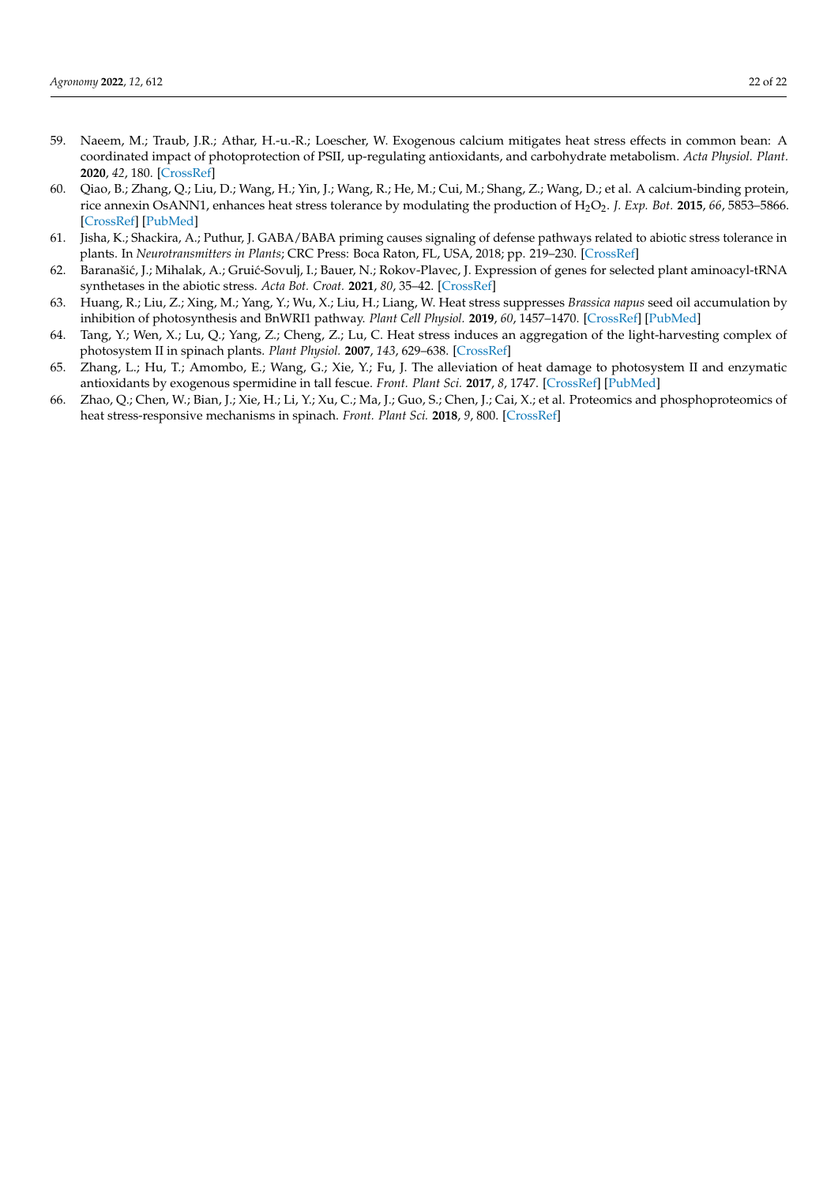59. Naeem, M.; Traub, J.R.; Athar, H.-u.-R.; Loescher, W. Exogenous calcium mitigates heat stress effects in common bean: A coordinated impact of photoprotection of PSII, up-regulating antioxidants, and carbohydrate metabolism. *Acta Physiol. Plant.* **2020**, *42*, 180. [CrossRef]
60. Qiao, B.; Zhang, Q.; Liu, D.; Wang, H.; Yin, J.; Wang, R.; He, M.; Cui, M.; Shang, Z.; Wang, D.; et al. A calcium-binding protein, rice annexin OsANN1, enhances heat stress tolerance by modulating the production of $H_2O_2$. *J. Exp. Bot.* **2015**, *66*, 5853–5866. [CrossRef] [PubMed]
61. Jisha, K.; Shackira, A.; Puthur, J. GABA/BABA priming causes signaling of defense pathways related to abiotic stress tolerance in plants. In *Neurotransmitters in Plants*; CRC Press: Boca Raton, FL, USA, 2018; pp. 219–230. [CrossRef]
62. Baranašić, J.; Mihalak, A.; Gruić-Sovulj, I.; Bauer, N.; Rokov-Plavec, J. Expression of genes for selected plant aminoacyl-tRNA synthetases in the abiotic stress. *Acta Bot. Croat.* **2021**, *80*, 35–42. [CrossRef]
63. Huang, R.; Liu, Z.; Xing, M.; Yang, Y.; Wu, X.; Liu, H.; Liang, W. Heat stress suppresses *Brassica napus* seed oil accumulation by inhibition of photosynthesis and BnWRI1 pathway. *Plant Cell Physiol.* **2019**, *60*, 1457–1470. [CrossRef] [PubMed]
64. Tang, Y.; Wen, X.; Lu, Q.; Yang, Z.; Cheng, Z.; Lu, C. Heat stress induces an aggregation of the light-harvesting complex of photosystem II in spinach plants. *Plant Physiol.* **2007**, *143*, 629–638. [CrossRef]
65. Zhang, L.; Hu, T.; Amombo, E.; Wang, G.; Xie, Y.; Fu, J. The alleviation of heat damage to photosystem II and enzymatic antioxidants by exogenous spermidine in tall fescue. *Front. Plant Sci.* **2017**, *8*, 1747. [CrossRef] [PubMed]
66. Zhao, Q.; Chen, W.; Bian, J.; Xie, H.; Li, Y.; Xu, C.; Ma, J.; Guo, S.; Chen, J.; Cai, X.; et al. Proteomics and phosphoproteomics of heat stress-responsive mechanisms in spinach. *Front. Plant Sci.* **2018**, *9*, 800. [CrossRef]